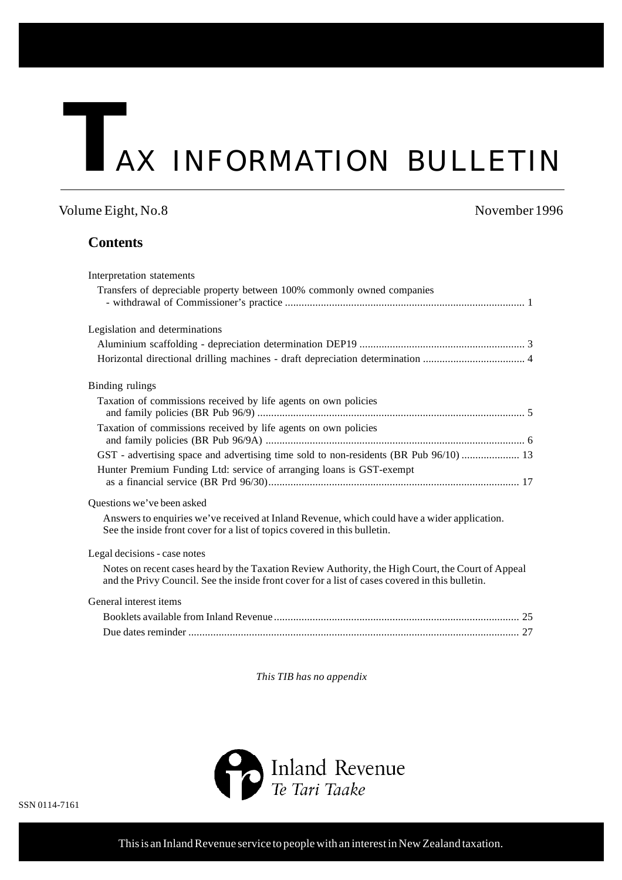# TAX INFORMATION BULLETIN

Volume Eight, No.8 November 1996

## Contents

Interpretation statements

Transfers of depreciable property between 100% commonly owned companies - withdrawal of Commissioner's practice ....... 1

Legislation and determinations

Aluminium scaffolding - depreciation determination DEP19 ....... 3

Horizontal directional drilling machines - draft depreciation determination ....... 4

Binding rulings

Taxation of commissions received by life agents on own policies and family policies (BR Pub 96/9) ....... 5

Taxation of commissions received by life agents on own policies and family policies (BR Pub 96/9A) ....... 6

GST - advertising space and advertising time sold to non-residents (BR Pub 96/10) ....... 13

Hunter Premium Funding Ltd: service of arranging loans is GST-exempt as a financial service (BR Prd 96/30) ....... 17

Questions we've been asked

Answers to enquiries we've received at Inland Revenue, which could have a wider application. See the inside front cover for a list of topics covered in this bulletin.

Legal decisions - case notes

Notes on recent cases heard by the Taxation Review Authority, the High Court, the Court of Appeal and the Privy Council. See the inside front cover for a list of cases covered in this bulletin.

General interest items

Booklets available from Inland Revenue ....... 25

Due dates reminder ....... 27

*This TIB has no appendix*

Inland Revenue
*Te Tari Taake*

SSN 0114-7161

This is an Inland Revenue service to people with an interest in New Zealand taxation.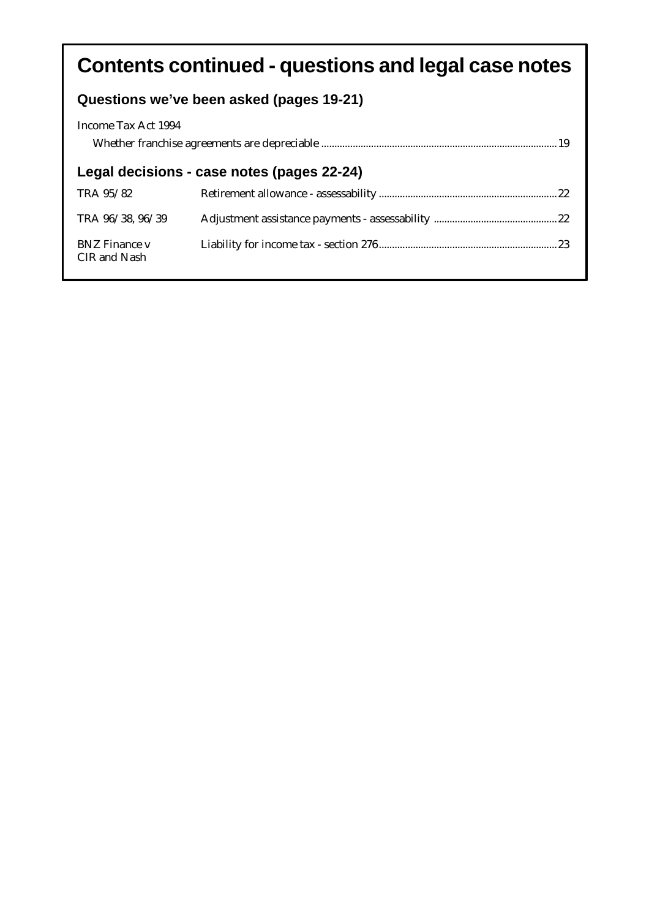# Contents continued - questions and legal case notes

## Questions we've been asked (pages 19-21)

Income Tax Act 1994

Whether franchise agreements are depreciable ........................................................................................ 19

## Legal decisions - case notes (pages 22-24)

| | | |
|---|---|---|
| TRA 95/82 | Retirement allowance - assessability | 22 |
| TRA 96/38, 96/39 | Adjustment assistance payments - assessability | 22 |
| BNZ Finance v CIR and Nash | Liability for income tax - section 276 | 23 |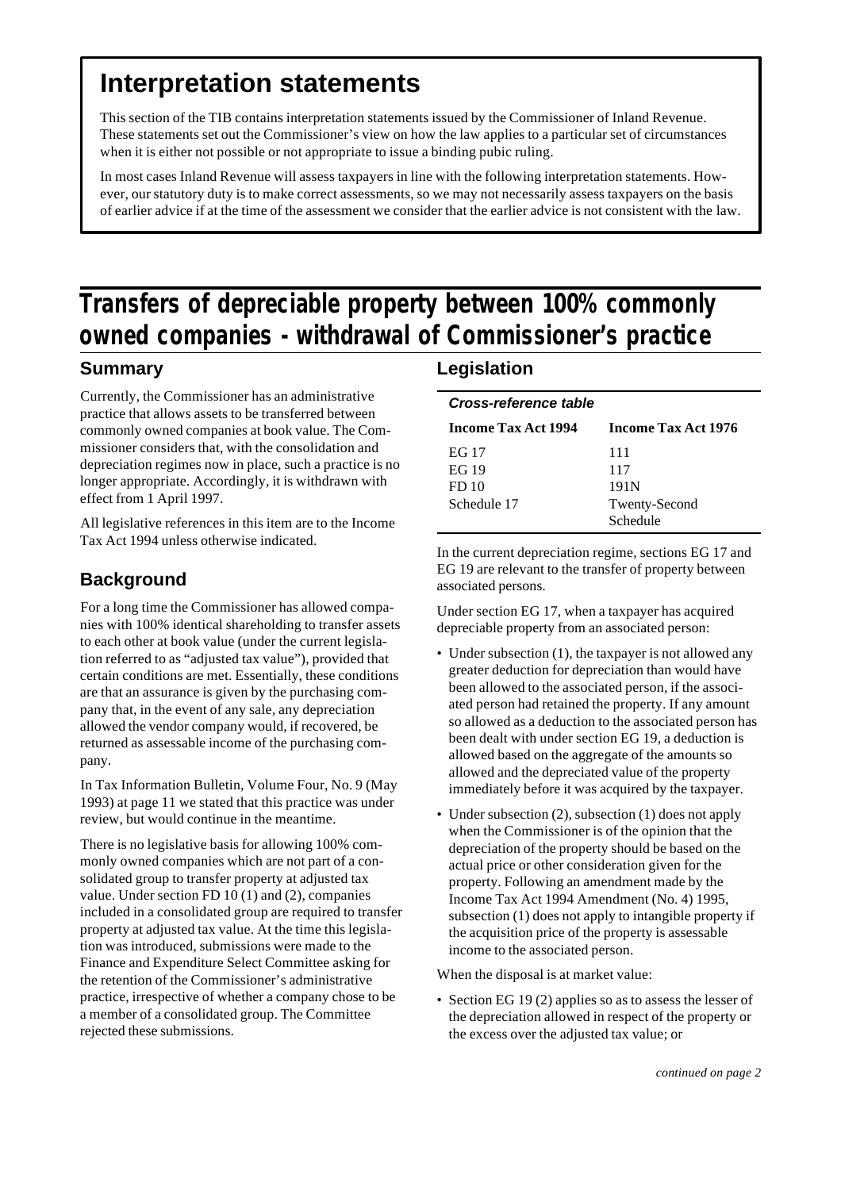# Interpretation statements

This section of the TIB contains interpretation statements issued by the Commissioner of Inland Revenue. These statements set out the Commissioner's view on how the law applies to a particular set of circumstances when it is either not possible or not appropriate to issue a binding pubic ruling.

In most cases Inland Revenue will assess taxpayers in line with the following interpretation statements. However, our statutory duty is to make correct assessments, so we may not necessarily assess taxpayers on the basis of earlier advice if at the time of the assessment we consider that the earlier advice is not consistent with the law.

# Transfers of depreciable property between 100% commonly owned companies - withdrawal of Commissioner's practice

## Summary

Currently, the Commissioner has an administrative practice that allows assets to be transferred between commonly owned companies at book value. The Commissioner considers that, with the consolidation and depreciation regimes now in place, such a practice is no longer appropriate. Accordingly, it is withdrawn with effect from 1 April 1997.

All legislative references in this item are to the Income Tax Act 1994 unless otherwise indicated.

## Background

For a long time the Commissioner has allowed companies with 100% identical shareholding to transfer assets to each other at book value (under the current legislation referred to as "adjusted tax value"), provided that certain conditions are met. Essentially, these conditions are that an assurance is given by the purchasing company that, in the event of any sale, any depreciation allowed the vendor company would, if recovered, be returned as assessable income of the purchasing company.

In Tax Information Bulletin, Volume Four, No. 9 (May 1993) at page 11 we stated that this practice was under review, but would continue in the meantime.

There is no legislative basis for allowing 100% commonly owned companies which are not part of a consolidated group to transfer property at adjusted tax value. Under section FD 10 (1) and (2), companies included in a consolidated group are required to transfer property at adjusted tax value. At the time this legislation was introduced, submissions were made to the Finance and Expenditure Select Committee asking for the retention of the Commissioner's administrative practice, irrespective of whether a company chose to be a member of a consolidated group. The Committee rejected these submissions.

## Legislation

***Cross-reference table***

| Income Tax Act 1994 | Income Tax Act 1976 |
|---|---|
| EG 17 | 111 |
| EG 19 | 117 |
| FD 10 | 191N |
| Schedule 17 | Twenty-Second Schedule |

In the current depreciation regime, sections EG 17 and EG 19 are relevant to the transfer of property between associated persons.

Under section EG 17, when a taxpayer has acquired depreciable property from an associated person:

- Under subsection (1), the taxpayer is not allowed any greater deduction for depreciation than would have been allowed to the associated person, if the associated person had retained the property. If any amount so allowed as a deduction to the associated person has been dealt with under section EG 19, a deduction is allowed based on the aggregate of the amounts so allowed and the depreciated value of the property immediately before it was acquired by the taxpayer.
- Under subsection (2), subsection (1) does not apply when the Commissioner is of the opinion that the depreciation of the property should be based on the actual price or other consideration given for the property. Following an amendment made by the Income Tax Act 1994 Amendment (No. 4) 1995, subsection (1) does not apply to intangible property if the acquisition price of the property is assessable income to the associated person.

When the disposal is at market value:

- Section EG 19 (2) applies so as to assess the lesser of the depreciation allowed in respect of the property or the excess over the adjusted tax value; or

*continued on page 2*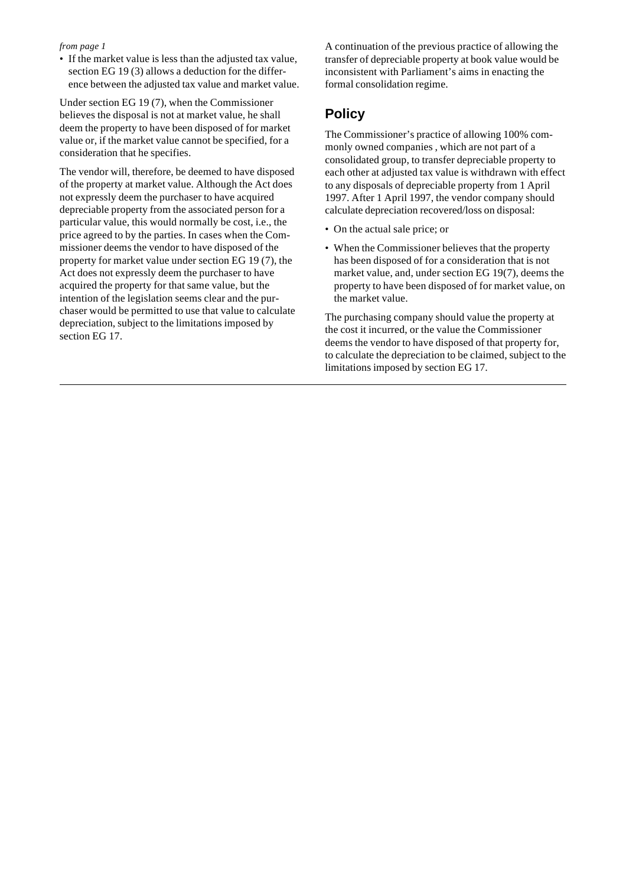*from page 1*

- If the market value is less than the adjusted tax value, section EG 19 (3) allows a deduction for the difference between the adjusted tax value and market value.

Under section EG 19 (7), when the Commissioner believes the disposal is not at market value, he shall deem the property to have been disposed of for market value or, if the market value cannot be specified, for a consideration that he specifies.

The vendor will, therefore, be deemed to have disposed of the property at market value. Although the Act does not expressly deem the purchaser to have acquired depreciable property from the associated person for a particular value, this would normally be cost, i.e., the price agreed to by the parties. In cases when the Commissioner deems the vendor to have disposed of the property for market value under section EG 19 (7), the Act does not expressly deem the purchaser to have acquired the property for that same value, but the intention of the legislation seems clear and the purchaser would be permitted to use that value to calculate depreciation, subject to the limitations imposed by section EG 17.

A continuation of the previous practice of allowing the transfer of depreciable property at book value would be inconsistent with Parliament's aims in enacting the formal consolidation regime.

## Policy

The Commissioner's practice of allowing 100% commonly owned companies , which are not part of a consolidated group, to transfer depreciable property to each other at adjusted tax value is withdrawn with effect to any disposals of depreciable property from 1 April 1997. After 1 April 1997, the vendor company should calculate depreciation recovered/loss on disposal:

- On the actual sale price; or
- When the Commissioner believes that the property has been disposed of for a consideration that is not market value, and, under section EG 19(7), deems the property to have been disposed of for market value, on the market value.

The purchasing company should value the property at the cost it incurred, or the value the Commissioner deems the vendor to have disposed of that property for, to calculate the depreciation to be claimed, subject to the limitations imposed by section EG 17.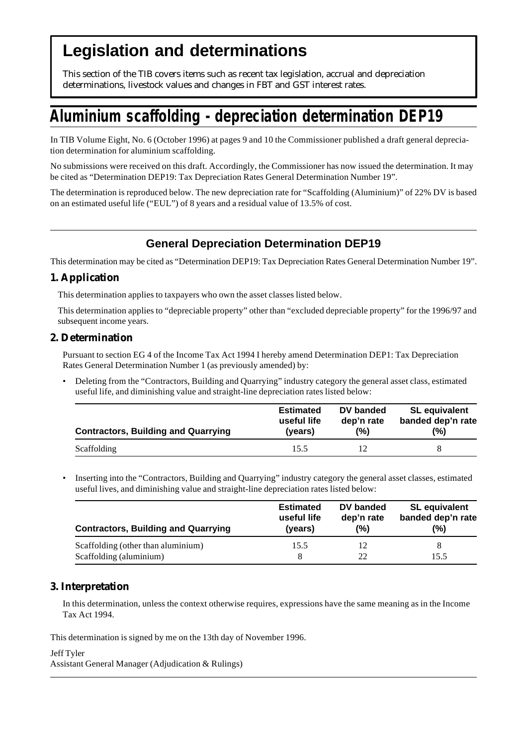# Legislation and determinations

This section of the TIB covers items such as recent tax legislation, accrual and depreciation determinations, livestock values and changes in FBT and GST interest rates.

# Aluminium scaffolding - depreciation determination DEP19

In TIB Volume Eight, No. 6 (October 1996) at pages 9 and 10 the Commissioner published a draft general depreciation determination for aluminium scaffolding.

No submissions were received on this draft. Accordingly, the Commissioner has now issued the determination. It may be cited as "Determination DEP19: Tax Depreciation Rates General Determination Number 19".

The determination is reproduced below. The new depreciation rate for "Scaffolding (Aluminium)" of 22% DV is based on an estimated useful life ("EUL") of 8 years and a residual value of 13.5% of cost.

## General Depreciation Determination DEP19

This determination may be cited as "Determination DEP19: Tax Depreciation Rates General Determination Number 19".

### 1. Application

This determination applies to taxpayers who own the asset classes listed below.

This determination applies to "depreciable property" other than "excluded depreciable property" for the 1996/97 and subsequent income years.

### 2. Determination

Pursuant to section EG 4 of the Income Tax Act 1994 I hereby amend Determination DEP1: Tax Depreciation Rates General Determination Number 1 (as previously amended) by:

- Deleting from the "Contractors, Building and Quarrying" industry category the general asset class, estimated useful life, and diminishing value and straight-line depreciation rates listed below:

| Contractors, Building and Quarrying | Estimated useful life (years) | DV banded dep'n rate (%) | SL equivalent banded dep'n rate (%) |
|---|---|---|---|
| Scaffolding | 15.5 | 12 | 8 |

- Inserting into the "Contractors, Building and Quarrying" industry category the general asset classes, estimated useful lives, and diminishing value and straight-line depreciation rates listed below:

| Contractors, Building and Quarrying | Estimated useful life (years) | DV banded dep'n rate (%) | SL equivalent banded dep'n rate (%) |
|---|---|---|---|
| Scaffolding (other than aluminium) | 15.5 | 12 | 8 |
| Scaffolding (aluminium) | 8 | 22 | 15.5 |

### 3. Interpretation

In this determination, unless the context otherwise requires, expressions have the same meaning as in the Income Tax Act 1994.

This determination is signed by me on the 13th day of November 1996.

Jeff Tyler
Assistant General Manager (Adjudication & Rulings)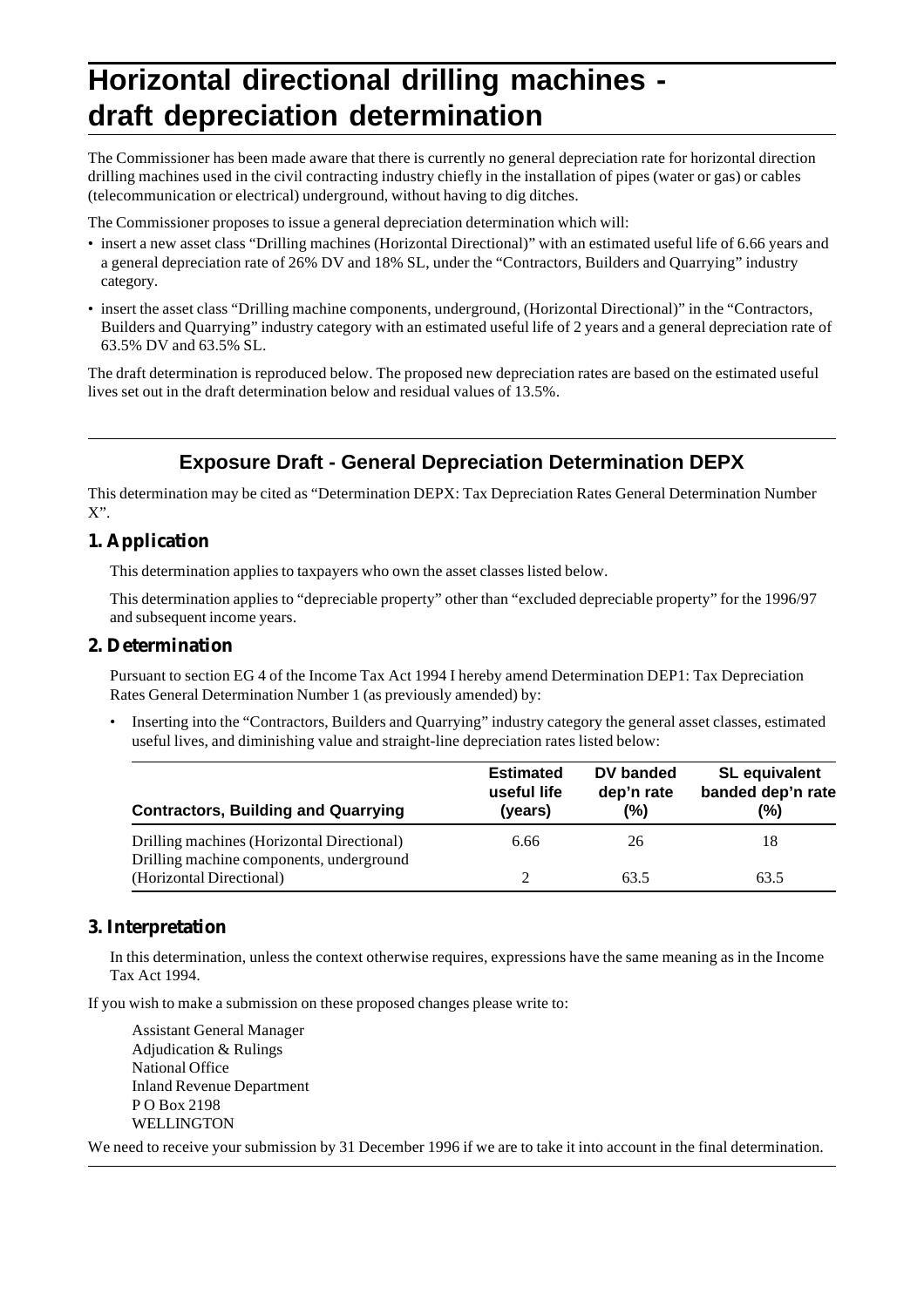# Horizontal directional drilling machines - draft depreciation determination

The Commissioner has been made aware that there is currently no general depreciation rate for horizontal direction drilling machines used in the civil contracting industry chiefly in the installation of pipes (water or gas) or cables (telecommunication or electrical) underground, without having to dig ditches.

The Commissioner proposes to issue a general depreciation determination which will:

- insert a new asset class "Drilling machines (Horizontal Directional)" with an estimated useful life of 6.66 years and a general depreciation rate of 26% DV and 18% SL, under the "Contractors, Builders and Quarrying" industry category.
- insert the asset class "Drilling machine components, underground, (Horizontal Directional)" in the "Contractors, Builders and Quarrying" industry category with an estimated useful life of 2 years and a general depreciation rate of 63.5% DV and 63.5% SL.

The draft determination is reproduced below. The proposed new depreciation rates are based on the estimated useful lives set out in the draft determination below and residual values of 13.5%.

## Exposure Draft - General Depreciation Determination DEPX

This determination may be cited as "Determination DEPX: Tax Depreciation Rates General Determination Number X".

### 1. Application

This determination applies to taxpayers who own the asset classes listed below.

This determination applies to "depreciable property" other than "excluded depreciable property" for the 1996/97 and subsequent income years.

### 2. Determination

Pursuant to section EG 4 of the Income Tax Act 1994 I hereby amend Determination DEP1: Tax Depreciation Rates General Determination Number 1 (as previously amended) by:

- Inserting into the "Contractors, Builders and Quarrying" industry category the general asset classes, estimated useful lives, and diminishing value and straight-line depreciation rates listed below:

| Contractors, Building and Quarrying | Estimated useful life (years) | DV banded dep'n rate (%) | SL equivalent banded dep'n rate (%) |
|---|---|---|---|
| Drilling machines (Horizontal Directional) | 6.66 | 26 | 18 |
| Drilling machine components, underground (Horizontal Directional) | 2 | 63.5 | 63.5 |

### 3. Interpretation

In this determination, unless the context otherwise requires, expressions have the same meaning as in the Income Tax Act 1994.

If you wish to make a submission on these proposed changes please write to:

Assistant General Manager
Adjudication & Rulings
National Office
Inland Revenue Department
P O Box 2198
WELLINGTON

We need to receive your submission by 31 December 1996 if we are to take it into account in the final determination.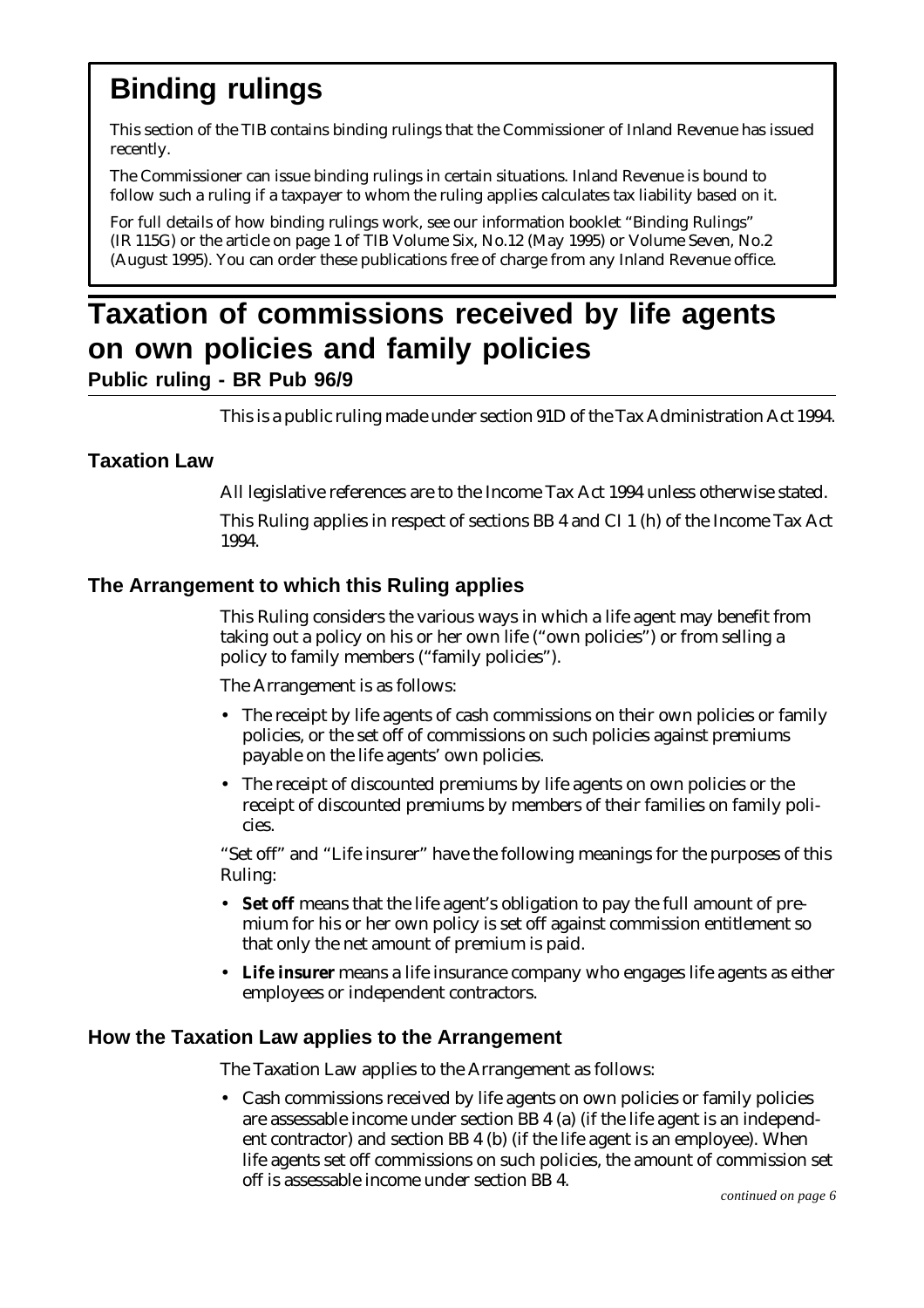# Binding rulings

This section of the TIB contains binding rulings that the Commissioner of Inland Revenue has issued recently.

The Commissioner can issue binding rulings in certain situations. Inland Revenue is bound to follow such a ruling if a taxpayer to whom the ruling applies calculates tax liability based on it.

For full details of how binding rulings work, see our information booklet "Binding Rulings" (IR 115G) or the article on page 1 of TIB Volume Six, No.12 (May 1995) or Volume Seven, No.2 (August 1995). You can order these publications free of charge from any Inland Revenue office.

# Taxation of commissions received by life agents on own policies and family policies

**Public ruling - BR Pub 96/9**

This is a public ruling made under section 91D of the Tax Administration Act 1994.

## Taxation Law

All legislative references are to the Income Tax Act 1994 unless otherwise stated.

This Ruling applies in respect of sections BB 4 and CI 1 (h) of the Income Tax Act 1994.

## The Arrangement to which this Ruling applies

This Ruling considers the various ways in which a life agent may benefit from taking out a policy on his or her own life ("own policies") or from selling a policy to family members ("family policies").

The Arrangement is as follows:

- The receipt by life agents of cash commissions on their own policies or family policies, or the set off of commissions on such policies against premiums payable on the life agents' own policies.
- The receipt of discounted premiums by life agents on own policies or the receipt of discounted premiums by members of their families on family policies.

"Set off" and "Life insurer" have the following meanings for the purposes of this Ruling:

- **Set off** means that the life agent's obligation to pay the full amount of premium for his or her own policy is set off against commission entitlement so that only the net amount of premium is paid.
- **Life insurer** means a life insurance company who engages life agents as either employees or independent contractors.

## How the Taxation Law applies to the Arrangement

The Taxation Law applies to the Arrangement as follows:

- Cash commissions received by life agents on own policies or family policies are assessable income under section BB 4 (a) (if the life agent is an independent contractor) and section BB 4 (b) (if the life agent is an employee). When life agents set off commissions on such policies, the amount of commission set off is assessable income under section BB 4.

*continued on page 6*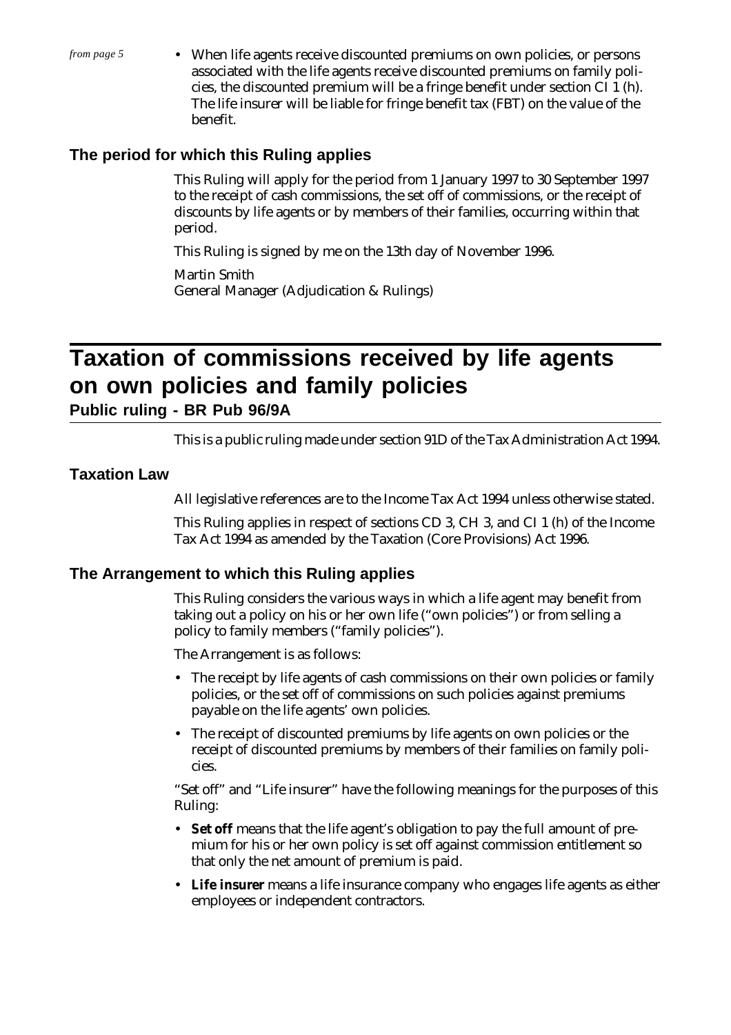*from page 5*

- When life agents receive discounted premiums on own policies, or persons associated with the life agents receive discounted premiums on family policies, the discounted premium will be a fringe benefit under section CI 1 (h). The life insurer will be liable for fringe benefit tax (FBT) on the value of the benefit.

### The period for which this Ruling applies

This Ruling will apply for the period from 1 January 1997 to 30 September 1997 to the receipt of cash commissions, the set off of commissions, or the receipt of discounts by life agents or by members of their families, occurring within that period.

This Ruling is signed by me on the 13th day of November 1996.

Martin Smith
General Manager (Adjudication & Rulings)

# Taxation of commissions received by life agents on own policies and family policies

## Public ruling - BR Pub 96/9A

This is a public ruling made under section 91D of the Tax Administration Act 1994.

### Taxation Law

All legislative references are to the Income Tax Act 1994 unless otherwise stated.

This Ruling applies in respect of sections CD 3, CH 3, and CI 1 (h) of the Income Tax Act 1994 as amended by the Taxation (Core Provisions) Act 1996.

### The Arrangement to which this Ruling applies

This Ruling considers the various ways in which a life agent may benefit from taking out a policy on his or her own life ("own policies") or from selling a policy to family members ("family policies").

The Arrangement is as follows:

- The receipt by life agents of cash commissions on their own policies or family policies, or the set off of commissions on such policies against premiums payable on the life agents' own policies.
- The receipt of discounted premiums by life agents on own policies or the receipt of discounted premiums by members of their families on family policies.

"Set off" and "Life insurer" have the following meanings for the purposes of this Ruling:

- **Set off** means that the life agent's obligation to pay the full amount of premium for his or her own policy is set off against commission entitlement so that only the net amount of premium is paid.
- **Life insurer** means a life insurance company who engages life agents as either employees or independent contractors.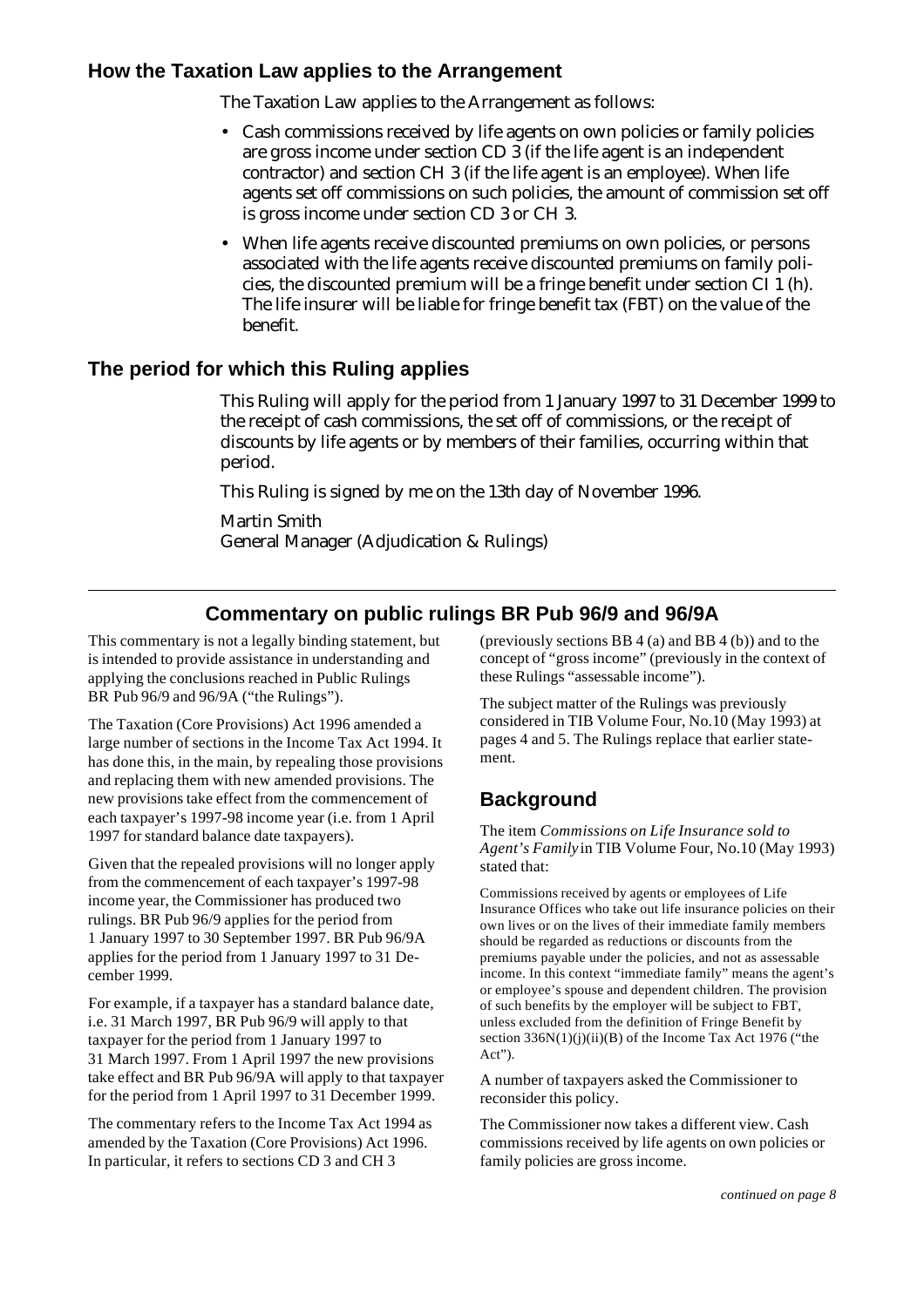## How the Taxation Law applies to the Arrangement

The Taxation Law applies to the Arrangement as follows:

- Cash commissions received by life agents on own policies or family policies are gross income under section CD 3 (if the life agent is an independent contractor) and section CH 3 (if the life agent is an employee). When life agents set off commissions on such policies, the amount of commission set off is gross income under section CD 3 or CH 3.
- When life agents receive discounted premiums on own policies, or persons associated with the life agents receive discounted premiums on family policies, the discounted premium will be a fringe benefit under section CI 1 (h). The life insurer will be liable for fringe benefit tax (FBT) on the value of the benefit.

## The period for which this Ruling applies

This Ruling will apply for the period from 1 January 1997 to 31 December 1999 to the receipt of cash commissions, the set off of commissions, or the receipt of discounts by life agents or by members of their families, occurring within that period.

This Ruling is signed by me on the 13th day of November 1996.

Martin Smith
General Manager (Adjudication & Rulings)

---

## Commentary on public rulings BR Pub 96/9 and 96/9A

This commentary is not a legally binding statement, but is intended to provide assistance in understanding and applying the conclusions reached in Public Rulings BR Pub 96/9 and 96/9A ("the Rulings").

The Taxation (Core Provisions) Act 1996 amended a large number of sections in the Income Tax Act 1994. It has done this, in the main, by repealing those provisions and replacing them with new amended provisions. The new provisions take effect from the commencement of each taxpayer's 1997-98 income year (i.e. from 1 April 1997 for standard balance date taxpayers).

Given that the repealed provisions will no longer apply from the commencement of each taxpayer's 1997-98 income year, the Commissioner has produced two rulings. BR Pub 96/9 applies for the period from 1 January 1997 to 30 September 1997. BR Pub 96/9A applies for the period from 1 January 1997 to 31 December 1999.

For example, if a taxpayer has a standard balance date, i.e. 31 March 1997, BR Pub 96/9 will apply to that taxpayer for the period from 1 January 1997 to 31 March 1997. From 1 April 1997 the new provisions take effect and BR Pub 96/9A will apply to that taxpayer for the period from 1 April 1997 to 31 December 1999.

The commentary refers to the Income Tax Act 1994 as amended by the Taxation (Core Provisions) Act 1996. In particular, it refers to sections CD 3 and CH 3 (previously sections BB 4 (a) and BB 4 (b)) and to the concept of "gross income" (previously in the context of these Rulings "assessable income").

The subject matter of the Rulings was previously considered in TIB Volume Four, No.10 (May 1993) at pages 4 and 5. The Rulings replace that earlier statement.

## Background

The item *Commissions on Life Insurance sold to Agent's Family* in TIB Volume Four, No.10 (May 1993) stated that:

> Commissions received by agents or employees of Life Insurance Offices who take out life insurance policies on their own lives or on the lives of their immediate family members should be regarded as reductions or discounts from the premiums payable under the policies, and not as assessable income. In this context "immediate family" means the agent's or employee's spouse and dependent children. The provision of such benefits by the employer will be subject to FBT, unless excluded from the definition of Fringe Benefit by section 336N(1)(j)(ii)(B) of the Income Tax Act 1976 ("the Act").

A number of taxpayers asked the Commissioner to reconsider this policy.

The Commissioner now takes a different view. Cash commissions received by life agents on own policies or family policies are gross income.

*continued on page 8*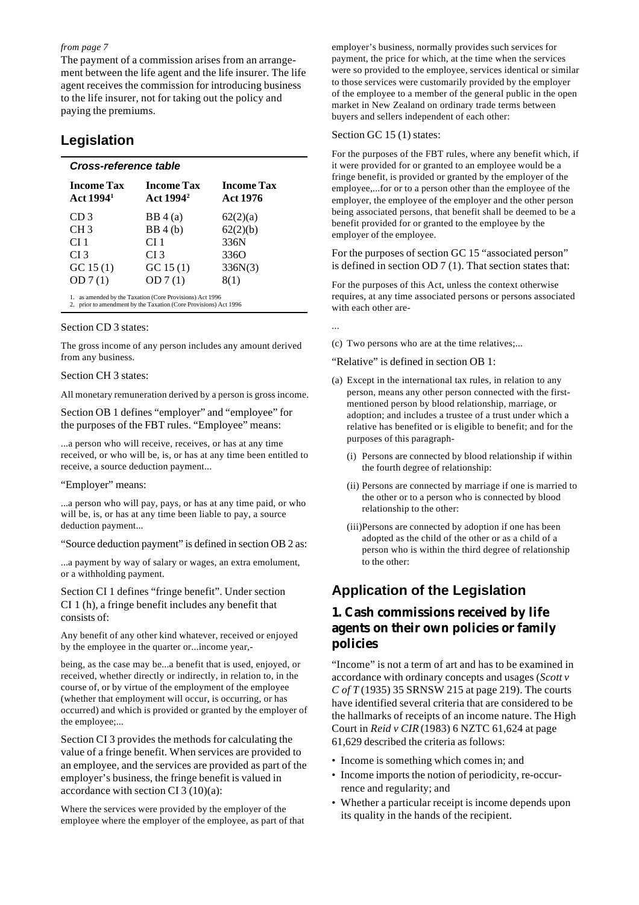*from page 7*

The payment of a commission arises from an arrangement between the life agent and the life insurer. The life agent receives the commission for introducing business to the life insurer, not for taking out the policy and paying the premiums.

## Legislation

### Cross-reference table

| Income Tax Act 1994[1] | Income Tax Act 1994[2] | Income Tax Act 1976 |
|---|---|---|
| CD 3 | BB 4 (a) | 62(2)(a) |
| CH 3 | BB 4 (b) | 62(2)(b) |
| CI 1 | CI 1 | 336N |
| CI 3 | CI 3 | 336O |
| GC 15 (1) | GC 15 (1) | 336N(3) |
| OD 7 (1) | OD 7 (1) | 8(1) |

1. as amended by the Taxation (Core Provisions) Act 1996
2. prior to amendment by the Taxation (Core Provisions) Act 1996

Section CD 3 states:

The gross income of any person includes any amount derived from any business.

Section CH 3 states:

All monetary remuneration derived by a person is gross income.

Section OB 1 defines "employer" and "employee" for the purposes of the FBT rules. "Employee" means:

...a person who will receive, receives, or has at any time received, or who will be, is, or has at any time been entitled to receive, a source deduction payment...

"Employer" means:

...a person who will pay, pays, or has at any time paid, or who will be, is, or has at any time been liable to pay, a source deduction payment...

"Source deduction payment" is defined in section OB 2 as:

...a payment by way of salary or wages, an extra emolument, or a withholding payment.

Section CI 1 defines "fringe benefit". Under section CI 1 (h), a fringe benefit includes any benefit that consists of:

Any benefit of any other kind whatever, received or enjoyed by the employee in the quarter or...income year,-

being, as the case may be...a benefit that is used, enjoyed, or received, whether directly or indirectly, in relation to, in the course of, or by virtue of the employment of the employee (whether that employment will occur, is occurring, or has occurred) and which is provided or granted by the employer of the employee;...

Section CI 3 provides the methods for calculating the value of a fringe benefit. When services are provided to an employee, and the services are provided as part of the employer's business, the fringe benefit is valued in accordance with section CI 3 (10)(a):

Where the services were provided by the employer of the employee where the employer of the employee, as part of that employer's business, normally provides such services for payment, the price for which, at the time when the services were so provided to the employee, services identical or similar to those services were customarily provided by the employer of the employee to a member of the general public in the open market in New Zealand on ordinary trade terms between buyers and sellers independent of each other:

Section GC 15 (1) states:

For the purposes of the FBT rules, where any benefit which, if it were provided for or granted to an employee would be a fringe benefit, is provided or granted by the employer of the employee,...for or to a person other than the employee of the employer, the employee of the employer and the other person being associated persons, that benefit shall be deemed to be a benefit provided for or granted to the employee by the employer of the employee.

For the purposes of section GC 15 "associated person" is defined in section OD 7 (1). That section states that:

For the purposes of this Act, unless the context otherwise requires, at any time associated persons or persons associated with each other are-

...

(c) Two persons who are at the time relatives;...

"Relative" is defined in section OB 1:

(a) Except in the international tax rules, in relation to any person, means any other person connected with the first-mentioned person by blood relationship, marriage, or adoption; and includes a trustee of a trust under which a relative has benefited or is eligible to benefit; and for the purposes of this paragraph-

   (i) Persons are connected by blood relationship if within the fourth degree of relationship:

   (ii) Persons are connected by marriage if one is married to the other or to a person who is connected by blood relationship to the other:

   (iii) Persons are connected by adoption if one has been adopted as the child of the other or as a child of a person who is within the third degree of relationship to the other:

## Application of the Legislation

### 1. Cash commissions received by life agents on their own policies or family policies

"Income" is not a term of art and has to be examined in accordance with ordinary concepts and usages (*Scott v C of T* (1935) 35 SRNSW 215 at page 219). The courts have identified several criteria that are considered to be the hallmarks of receipts of an income nature. The High Court in *Reid v CIR* (1983) 6 NZTC 61,624 at page 61,629 described the criteria as follows:

- Income is something which comes in; and
- Income imports the notion of periodicity, re-occurrence and regularity; and
- Whether a particular receipt is income depends upon its quality in the hands of the recipient.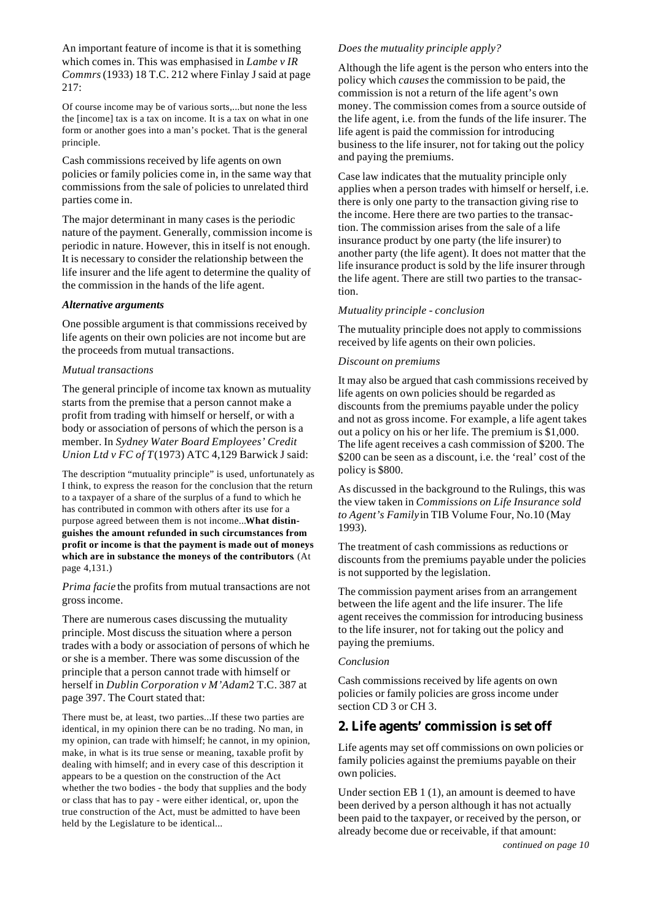An important feature of income is that it is something which comes in. This was emphasised in *Lambe v IR Commrs* (1933) 18 T.C. 212 where Finlay J said at page 217:

> Of course income may be of various sorts,...but none the less the [income] tax is a tax on income. It is a tax on what in one form or another goes into a man's pocket. That is the general principle.

Cash commissions received by life agents on own policies or family policies come in, in the same way that commissions from the sale of policies to unrelated third parties come in.

The major determinant in many cases is the periodic nature of the payment. Generally, commission income is periodic in nature. However, this in itself is not enough. It is necessary to consider the relationship between the life insurer and the life agent to determine the quality of the commission in the hands of the life agent.

#### *Alternative arguments*

One possible argument is that commissions received by life agents on their own policies are not income but are the proceeds from mutual transactions.

*Mutual transactions*

The general principle of income tax known as mutuality starts from the premise that a person cannot make a profit from trading with himself or herself, or with a body or association of persons of which the person is a member. In *Sydney Water Board Employees' Credit Union Ltd v FC of T* (1973) ATC 4,129 Barwick J said:

> The description "mutuality principle" is used, unfortunately as I think, to express the reason for the conclusion that the return to a taxpayer of a share of the surplus of a fund to which he has contributed in common with others after its use for a purpose agreed between them is not income...**What distinguishes the amount refunded in such circumstances from profit or income is that the payment is made out of moneys which are in substance the moneys of the contributors**. (At page 4,131.)

*Prima facie* the profits from mutual transactions are not gross income.

There are numerous cases discussing the mutuality principle. Most discuss the situation where a person trades with a body or association of persons of which he or she is a member. There was some discussion of the principle that a person cannot trade with himself or herself in *Dublin Corporation v M'Adam* 2 T.C. 387 at page 397. The Court stated that:

> There must be, at least, two parties...If these two parties are identical, in my opinion there can be no trading. No man, in my opinion, can trade with himself; he cannot, in my opinion, make, in what is its true sense or meaning, taxable profit by dealing with himself; and in every case of this description it appears to be a question on the construction of the Act whether the two bodies - the body that supplies and the body or class that has to pay - were either identical, or, upon the true construction of the Act, must be admitted to have been held by the Legislature to be identical...

*Does the mutuality principle apply?*

Although the life agent is the person who enters into the policy which *causes* the commission to be paid, the commission is not a return of the life agent's own money. The commission comes from a source outside of the life agent, i.e. from the funds of the life insurer. The life agent is paid the commission for introducing business to the life insurer, not for taking out the policy and paying the premiums.

Case law indicates that the mutuality principle only applies when a person trades with himself or herself, i.e. there is only one party to the transaction giving rise to the income. Here there are two parties to the transaction. The commission arises from the sale of a life insurance product by one party (the life insurer) to another party (the life agent). It does not matter that the life insurance product is sold by the life insurer through the life agent. There are still two parties to the transaction.

*Mutuality principle - conclusion*

The mutuality principle does not apply to commissions received by life agents on their own policies.

*Discount on premiums*

It may also be argued that cash commissions received by life agents on own policies should be regarded as discounts from the premiums payable under the policy and not as gross income. For example, a life agent takes out a policy on his or her life. The premium is $1,000. The life agent receives a cash commission of $200. The $200 can be seen as a discount, i.e. the 'real' cost of the policy is $800.

As discussed in the background to the Rulings, this was the view taken in *Commissions on Life Insurance sold to Agent's Family* in TIB Volume Four, No.10 (May 1993).

The treatment of cash commissions as reductions or discounts from the premiums payable under the policies is not supported by the legislation.

The commission payment arises from an arrangement between the life agent and the life insurer. The life agent receives the commission for introducing business to the life insurer, not for taking out the policy and paying the premiums.

*Conclusion*

Cash commissions received by life agents on own policies or family policies are gross income under section CD 3 or CH 3.

## 2. Life agents' commission is set off

Life agents may set off commissions on own policies or family policies against the premiums payable on their own policies.

Under section EB 1 (1), an amount is deemed to have been derived by a person although it has not actually been paid to the taxpayer, or received by the person, or already become due or receivable, if that amount:

*continued on page 10*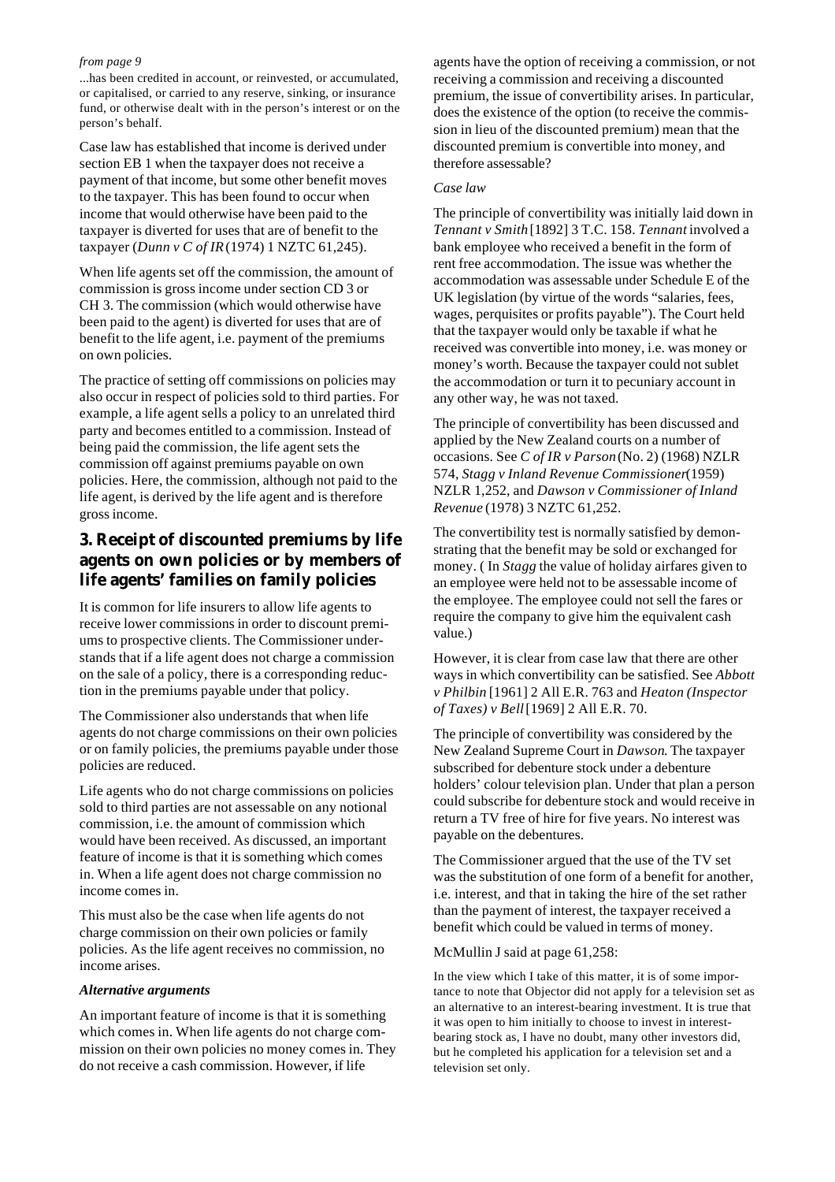*from page 9*

...has been credited in account, or reinvested, or accumulated, or capitalised, or carried to any reserve, sinking, or insurance fund, or otherwise dealt with in the person's interest or on the person's behalf.

Case law has established that income is derived under section EB 1 when the taxpayer does not receive a payment of that income, but some other benefit moves to the taxpayer. This has been found to occur when income that would otherwise have been paid to the taxpayer is diverted for uses that are of benefit to the taxpayer (*Dunn v C of IR* (1974) 1 NZTC 61,245).

When life agents set off the commission, the amount of commission is gross income under section CD 3 or CH 3. The commission (which would otherwise have been paid to the agent) is diverted for uses that are of benefit to the life agent, i.e. payment of the premiums on own policies.

The practice of setting off commissions on policies may also occur in respect of policies sold to third parties. For example, a life agent sells a policy to an unrelated third party and becomes entitled to a commission. Instead of being paid the commission, the life agent sets the commission off against premiums payable on own policies. Here, the commission, although not paid to the life agent, is derived by the life agent and is therefore gross income.

## 3. Receipt of discounted premiums by life agents on own policies or by members of life agents' families on family policies

It is common for life insurers to allow life agents to receive lower commissions in order to discount premiums to prospective clients. The Commissioner understands that if a life agent does not charge a commission on the sale of a policy, there is a corresponding reduction in the premiums payable under that policy.

The Commissioner also understands that when life agents do not charge commissions on their own policies or on family policies, the premiums payable under those policies are reduced.

Life agents who do not charge commissions on policies sold to third parties are not assessable on any notional commission, i.e. the amount of commission which would have been received. As discussed, an important feature of income is that it is something which comes in. When a life agent does not charge commission no income comes in.

This must also be the case when life agents do not charge commission on their own policies or family policies. As the life agent receives no commission, no income arises.

### *Alternative arguments*

An important feature of income is that it is something which comes in. When life agents do not charge commission on their own policies no money comes in. They do not receive a cash commission. However, if life agents have the option of receiving a commission, or not receiving a commission and receiving a discounted premium, the issue of convertibility arises. In particular, does the existence of the option (to receive the commission in lieu of the discounted premium) mean that the discounted premium is convertible into money, and therefore assessable?

*Case law*

The principle of convertibility was initially laid down in *Tennant v Smith* [1892] 3 T.C. 158. *Tennant* involved a bank employee who received a benefit in the form of rent free accommodation. The issue was whether the accommodation was assessable under Schedule E of the UK legislation (by virtue of the words "salaries, fees, wages, perquisites or profits payable"). The Court held that the taxpayer would only be taxable if what he received was convertible into money, i.e. was money or money's worth. Because the taxpayer could not sublet the accommodation or turn it to pecuniary account in any other way, he was not taxed.

The principle of convertibility has been discussed and applied by the New Zealand courts on a number of occasions. See *C of IR v Parson* (No. 2) (1968) NZLR 574, *Stagg v Inland Revenue Commissioner* (1959) NZLR 1,252, and *Dawson v Commissioner of Inland Revenue* (1978) 3 NZTC 61,252.

The convertibility test is normally satisfied by demonstrating that the benefit may be sold or exchanged for money. ( In *Stagg* the value of holiday airfares given to an employee were held not to be assessable income of the employee. The employee could not sell the fares or require the company to give him the equivalent cash value.)

However, it is clear from case law that there are other ways in which convertibility can be satisfied. See *Abbott v Philbin* [1961] 2 All E.R. 763 and *Heaton (Inspector of Taxes) v Bell* [1969] 2 All E.R. 70.

The principle of convertibility was considered by the New Zealand Supreme Court in *Dawson*. The taxpayer subscribed for debenture stock under a debenture holders' colour television plan. Under that plan a person could subscribe for debenture stock and would receive in return a TV free of hire for five years. No interest was payable on the debentures.

The Commissioner argued that the use of the TV set was the substitution of one form of a benefit for another, i.e. interest, and that in taking the hire of the set rather than the payment of interest, the taxpayer received a benefit which could be valued in terms of money.

McMullin J said at page 61,258:

> In the view which I take of this matter, it is of some importance to note that Objector did not apply for a television set as an alternative to an interest-bearing investment. It is true that it was open to him initially to choose to invest in interest-bearing stock as, I have no doubt, many other investors did, but he completed his application for a television set and a television set only.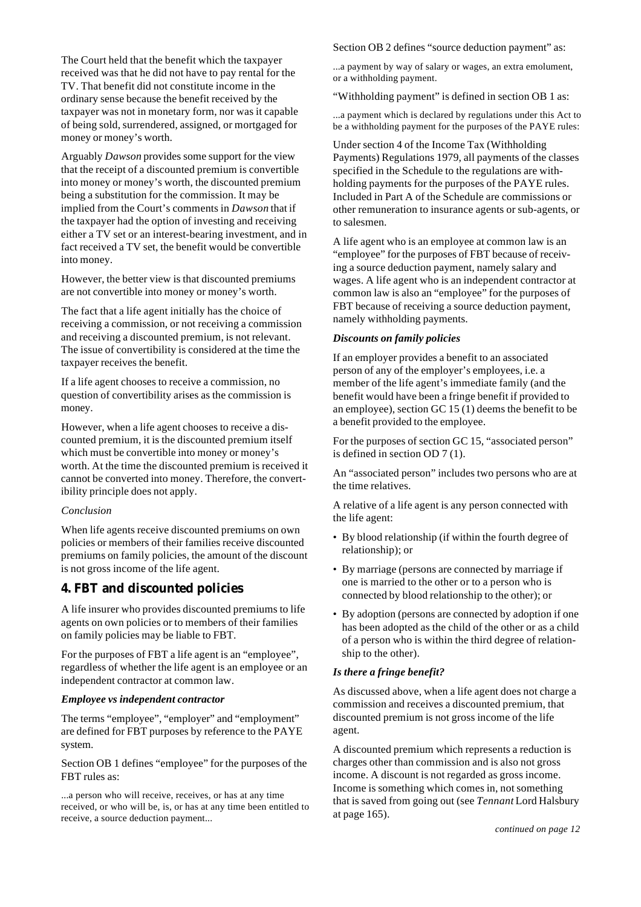The Court held that the benefit which the taxpayer received was that he did not have to pay rental for the TV. That benefit did not constitute income in the ordinary sense because the benefit received by the taxpayer was not in monetary form, nor was it capable of being sold, surrendered, assigned, or mortgaged for money or money's worth.

Arguably *Dawson* provides some support for the view that the receipt of a discounted premium is convertible into money or money's worth, the discounted premium being a substitution for the commission. It may be implied from the Court's comments in *Dawson* that if the taxpayer had the option of investing and receiving either a TV set or an interest-bearing investment, and in fact received a TV set, the benefit would be convertible into money.

However, the better view is that discounted premiums are not convertible into money or money's worth.

The fact that a life agent initially has the choice of receiving a commission, or not receiving a commission and receiving a discounted premium, is not relevant. The issue of convertibility is considered at the time the taxpayer receives the benefit.

If a life agent chooses to receive a commission, no question of convertibility arises as the commission is money.

However, when a life agent chooses to receive a discounted premium, it is the discounted premium itself which must be convertible into money or money's worth. At the time the discounted premium is received it cannot be converted into money. Therefore, the convertibility principle does not apply.

*Conclusion*

When life agents receive discounted premiums on own policies or members of their families receive discounted premiums on family policies, the amount of the discount is not gross income of the life agent.

## 4. FBT and discounted policies

A life insurer who provides discounted premiums to life agents on own policies or to members of their families on family policies may be liable to FBT.

For the purposes of FBT a life agent is an "employee", regardless of whether the life agent is an employee or an independent contractor at common law.

### *Employee vs independent contractor*

The terms "employee", "employer" and "employment" are defined for FBT purposes by reference to the PAYE system.

Section OB 1 defines "employee" for the purposes of the FBT rules as:

> ...a person who will receive, receives, or has at any time received, or who will be, is, or has at any time been entitled to receive, a source deduction payment...

Section OB 2 defines "source deduction payment" as:

> ...a payment by way of salary or wages, an extra emolument, or a withholding payment.

"Withholding payment" is defined in section OB 1 as:

> ...a payment which is declared by regulations under this Act to be a withholding payment for the purposes of the PAYE rules:

Under section 4 of the Income Tax (Withholding Payments) Regulations 1979, all payments of the classes specified in the Schedule to the regulations are withholding payments for the purposes of the PAYE rules. Included in Part A of the Schedule are commissions or other remuneration to insurance agents or sub-agents, or to salesmen.

A life agent who is an employee at common law is an "employee" for the purposes of FBT because of receiving a source deduction payment, namely salary and wages. A life agent who is an independent contractor at common law is also an "employee" for the purposes of FBT because of receiving a source deduction payment, namely withholding payments.

### *Discounts on family policies*

If an employer provides a benefit to an associated person of any of the employer's employees, i.e. a member of the life agent's immediate family (and the benefit would have been a fringe benefit if provided to an employee), section GC 15 (1) deems the benefit to be a benefit provided to the employee.

For the purposes of section GC 15, "associated person" is defined in section OD 7 (1).

An "associated person" includes two persons who are at the time relatives.

A relative of a life agent is any person connected with the life agent:

- By blood relationship (if within the fourth degree of relationship); or
- By marriage (persons are connected by marriage if one is married to the other or to a person who is connected by blood relationship to the other); or
- By adoption (persons are connected by adoption if one has been adopted as the child of the other or as a child of a person who is within the third degree of relationship to the other).

### *Is there a fringe benefit?*

As discussed above, when a life agent does not charge a commission and receives a discounted premium, that discounted premium is not gross income of the life agent.

A discounted premium which represents a reduction is charges other than commission and is also not gross income. A discount is not regarded as gross income. Income is something which comes in, not something that is saved from going out (see *Tennant* Lord Halsbury at page 165).

*continued on page 12*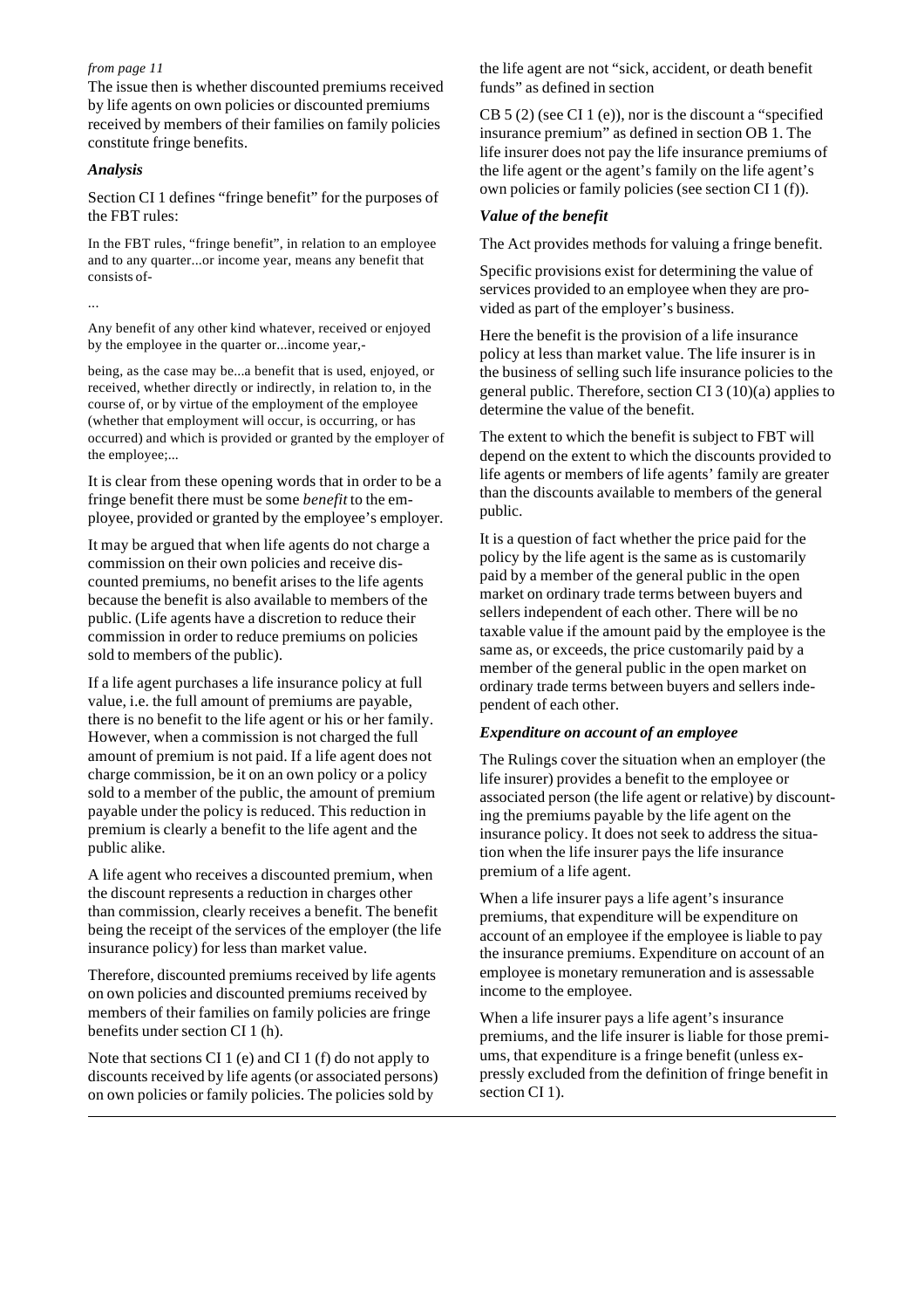*from page 11*

The issue then is whether discounted premiums received by life agents on own policies or discounted premiums received by members of their families on family policies constitute fringe benefits.

### *Analysis*

Section CI 1 defines "fringe benefit" for the purposes of the FBT rules:

> In the FBT rules, "fringe benefit", in relation to an employee and to any quarter...or income year, means any benefit that consists of-
>
> ...
>
> Any benefit of any other kind whatever, received or enjoyed by the employee in the quarter or...income year,-
>
> being, as the case may be...a benefit that is used, enjoyed, or received, whether directly or indirectly, in relation to, in the course of, or by virtue of the employment of the employee (whether that employment will occur, is occurring, or has occurred) and which is provided or granted by the employer of the employee;...

It is clear from these opening words that in order to be a fringe benefit there must be some *benefit* to the employee, provided or granted by the employee's employer.

It may be argued that when life agents do not charge a commission on their own policies and receive discounted premiums, no benefit arises to the life agents because the benefit is also available to members of the public. (Life agents have a discretion to reduce their commission in order to reduce premiums on policies sold to members of the public).

If a life agent purchases a life insurance policy at full value, i.e. the full amount of premiums are payable, there is no benefit to the life agent or his or her family. However, when a commission is not charged the full amount of premium is not paid. If a life agent does not charge commission, be it on an own policy or a policy sold to a member of the public, the amount of premium payable under the policy is reduced. This reduction in premium is clearly a benefit to the life agent and the public alike.

A life agent who receives a discounted premium, when the discount represents a reduction in charges other than commission, clearly receives a benefit. The benefit being the receipt of the services of the employer (the life insurance policy) for less than market value.

Therefore, discounted premiums received by life agents on own policies and discounted premiums received by members of their families on family policies are fringe benefits under section CI 1 (h).

Note that sections CI 1 (e) and CI 1 (f) do not apply to discounts received by life agents (or associated persons) on own policies or family policies. The policies sold by the life agent are not "sick, accident, or death benefit funds" as defined in section

CB 5 (2) (see CI 1 (e)), nor is the discount a "specified insurance premium" as defined in section OB 1. The life insurer does not pay the life insurance premiums of the life agent or the agent's family on the life agent's own policies or family policies (see section CI 1 (f)).

### *Value of the benefit*

The Act provides methods for valuing a fringe benefit.

Specific provisions exist for determining the value of services provided to an employee when they are provided as part of the employer's business.

Here the benefit is the provision of a life insurance policy at less than market value. The life insurer is in the business of selling such life insurance policies to the general public. Therefore, section CI 3 (10)(a) applies to determine the value of the benefit.

The extent to which the benefit is subject to FBT will depend on the extent to which the discounts provided to life agents or members of life agents' family are greater than the discounts available to members of the general public.

It is a question of fact whether the price paid for the policy by the life agent is the same as is customarily paid by a member of the general public in the open market on ordinary trade terms between buyers and sellers independent of each other. There will be no taxable value if the amount paid by the employee is the same as, or exceeds, the price customarily paid by a member of the general public in the open market on ordinary trade terms between buyers and sellers independent of each other.

### *Expenditure on account of an employee*

The Rulings cover the situation when an employer (the life insurer) provides a benefit to the employee or associated person (the life agent or relative) by discounting the premiums payable by the life agent on the insurance policy. It does not seek to address the situation when the life insurer pays the life insurance premium of a life agent.

When a life insurer pays a life agent's insurance premiums, that expenditure will be expenditure on account of an employee if the employee is liable to pay the insurance premiums. Expenditure on account of an employee is monetary remuneration and is assessable income to the employee.

When a life insurer pays a life agent's insurance premiums, and the life insurer is liable for those premiums, that expenditure is a fringe benefit (unless expressly excluded from the definition of fringe benefit in section CI 1).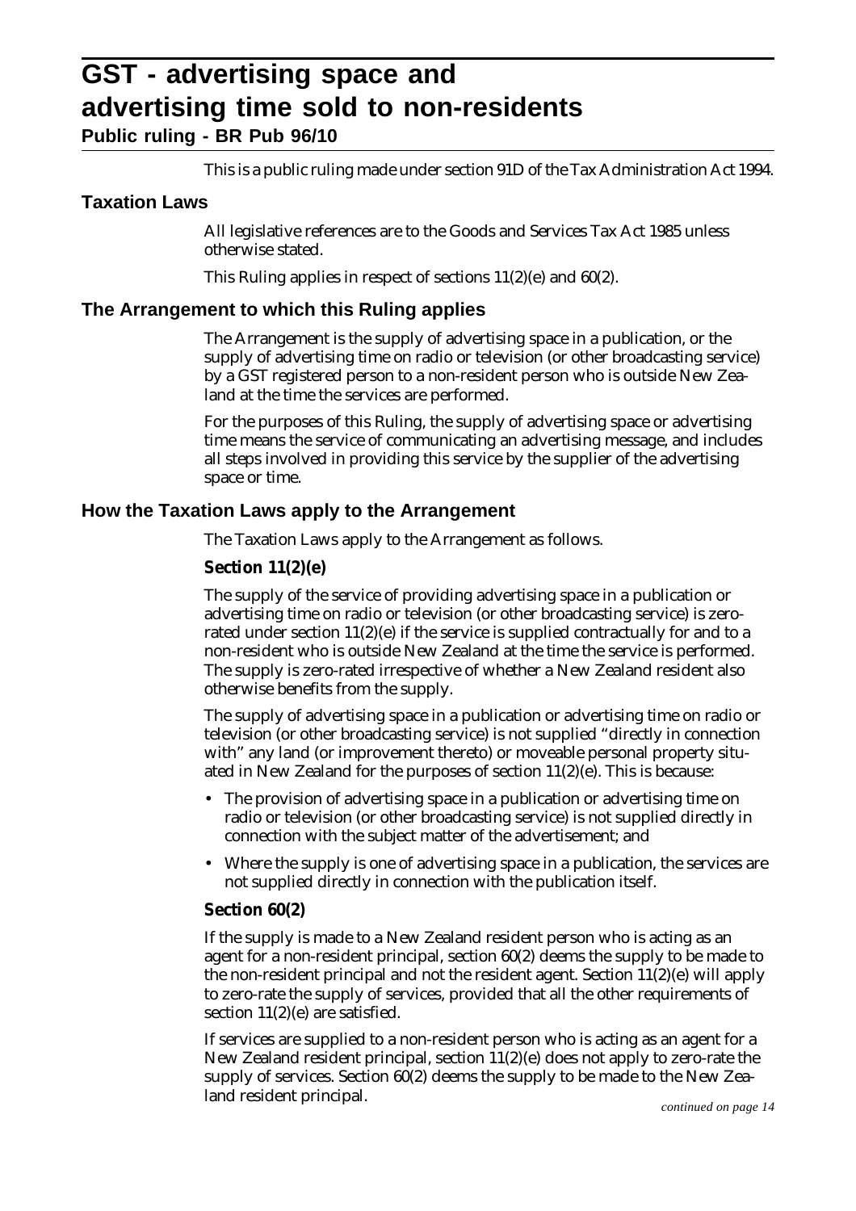# GST - advertising space and advertising time sold to non-residents

**Public ruling - BR Pub 96/10**

This is a public ruling made under section 91D of the Tax Administration Act 1994.

## Taxation Laws

All legislative references are to the Goods and Services Tax Act 1985 unless otherwise stated.

This Ruling applies in respect of sections 11(2)(e) and 60(2).

## The Arrangement to which this Ruling applies

The Arrangement is the supply of advertising space in a publication, or the supply of advertising time on radio or television (or other broadcasting service) by a GST registered person to a non-resident person who is outside New Zealand at the time the services are performed.

For the purposes of this Ruling, the supply of advertising space or advertising time means the service of communicating an advertising message, and includes all steps involved in providing this service by the supplier of the advertising space or time.

## How the Taxation Laws apply to the Arrangement

The Taxation Laws apply to the Arrangement as follows.

### Section 11(2)(e)

The supply of the service of providing advertising space in a publication or advertising time on radio or television (or other broadcasting service) is zero-rated under section 11(2)(e) if the service is supplied contractually for and to a non-resident who is outside New Zealand at the time the service is performed. The supply is zero-rated irrespective of whether a New Zealand resident also otherwise benefits from the supply.

The supply of advertising space in a publication or advertising time on radio or television (or other broadcasting service) is not supplied "directly in connection with" any land (or improvement thereto) or moveable personal property situated in New Zealand for the purposes of section 11(2)(e). This is because:

- The provision of advertising space in a publication or advertising time on radio or television (or other broadcasting service) is not supplied directly in connection with the subject matter of the advertisement; and
- Where the supply is one of advertising space in a publication, the services are not supplied directly in connection with the publication itself.

### Section 60(2)

If the supply is made to a New Zealand resident person who is acting as an agent for a non-resident principal, section 60(2) deems the supply to be made to the non-resident principal and not the resident agent. Section 11(2)(e) will apply to zero-rate the supply of services, provided that all the other requirements of section 11(2)(e) are satisfied.

If services are supplied to a non-resident person who is acting as an agent for a New Zealand resident principal, section 11(2)(e) does not apply to zero-rate the supply of services. Section 60(2) deems the supply to be made to the New Zealand resident principal.

*continued on page 14*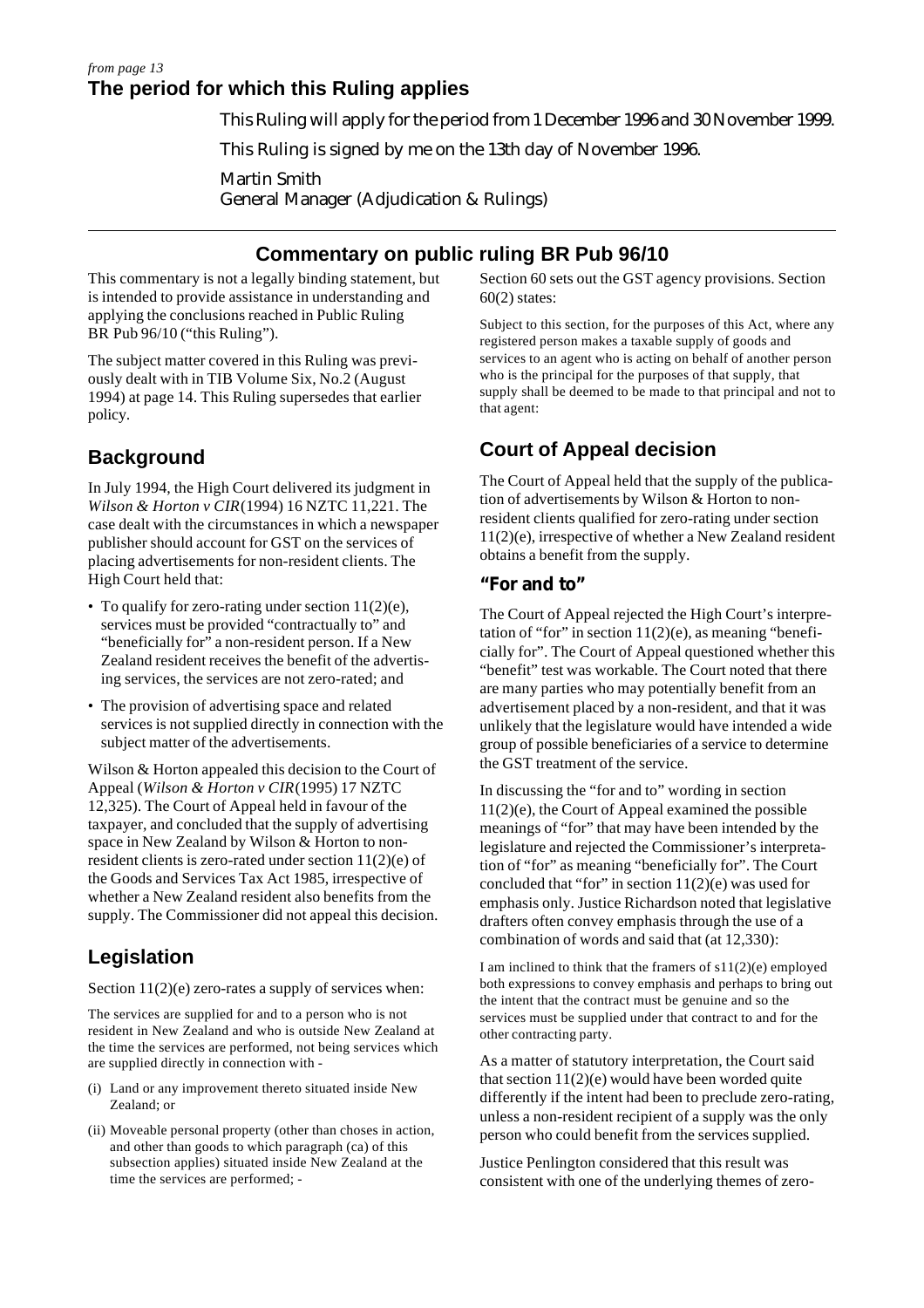*from page 13*

## The period for which this Ruling applies

This Ruling will apply for the period from 1 December 1996 and 30 November 1999.

This Ruling is signed by me on the 13th day of November 1996.

Martin Smith
General Manager (Adjudication & Rulings)

---

# Commentary on public ruling BR Pub 96/10

This commentary is not a legally binding statement, but is intended to provide assistance in understanding and applying the conclusions reached in Public Ruling BR Pub 96/10 ("this Ruling").

The subject matter covered in this Ruling was previously dealt with in TIB Volume Six, No.2 (August 1994) at page 14. This Ruling supersedes that earlier policy.

## Background

In July 1994, the High Court delivered its judgment in *Wilson & Horton v CIR* (1994) 16 NZTC 11,221. The case dealt with the circumstances in which a newspaper publisher should account for GST on the services of placing advertisements for non-resident clients. The High Court held that:

- To qualify for zero-rating under section 11(2)(e), services must be provided "contractually to" and "beneficially for" a non-resident person. If a New Zealand resident receives the benefit of the advertising services, the services are not zero-rated; and
- The provision of advertising space and related services is not supplied directly in connection with the subject matter of the advertisements.

Wilson & Horton appealed this decision to the Court of Appeal (*Wilson & Horton v CIR* (1995) 17 NZTC 12,325). The Court of Appeal held in favour of the taxpayer, and concluded that the supply of advertising space in New Zealand by Wilson & Horton to non-resident clients is zero-rated under section 11(2)(e) of the Goods and Services Tax Act 1985, irrespective of whether a New Zealand resident also benefits from the supply. The Commissioner did not appeal this decision.

## Legislation

Section 11(2)(e) zero-rates a supply of services when:

> The services are supplied for and to a person who is not resident in New Zealand and who is outside New Zealand at the time the services are performed, not being services which are supplied directly in connection with -
>
> (i) Land or any improvement thereto situated inside New Zealand; or
>
> (ii) Moveable personal property (other than choses in action, and other than goods to which paragraph (ca) of this subsection applies) situated inside New Zealand at the time the services are performed; -

Section 60 sets out the GST agency provisions. Section 60(2) states:

> Subject to this section, for the purposes of this Act, where any registered person makes a taxable supply of goods and services to an agent who is acting on behalf of another person who is the principal for the purposes of that supply, that supply shall be deemed to be made to that principal and not to that agent:

## Court of Appeal decision

The Court of Appeal held that the supply of the publication of advertisements by Wilson & Horton to non-resident clients qualified for zero-rating under section 11(2)(e), irrespective of whether a New Zealand resident obtains a benefit from the supply.

### "For and to"

The Court of Appeal rejected the High Court's interpretation of "for" in section 11(2)(e), as meaning "beneficially for". The Court of Appeal questioned whether this "benefit" test was workable. The Court noted that there are many parties who may potentially benefit from an advertisement placed by a non-resident, and that it was unlikely that the legislature would have intended a wide group of possible beneficiaries of a service to determine the GST treatment of the service.

In discussing the "for and to" wording in section 11(2)(e), the Court of Appeal examined the possible meanings of "for" that may have been intended by the legislature and rejected the Commissioner's interpretation of "for" as meaning "beneficially for". The Court concluded that "for" in section 11(2)(e) was used for emphasis only. Justice Richardson noted that legislative drafters often convey emphasis through the use of a combination of words and said that (at 12,330):

> I am inclined to think that the framers of s11(2)(e) employed both expressions to convey emphasis and perhaps to bring out the intent that the contract must be genuine and so the services must be supplied under that contract to and for the other contracting party.

As a matter of statutory interpretation, the Court said that section 11(2)(e) would have been worded quite differently if the intent had been to preclude zero-rating, unless a non-resident recipient of a supply was the only person who could benefit from the services supplied.

Justice Penlington considered that this result was consistent with one of the underlying themes of zero-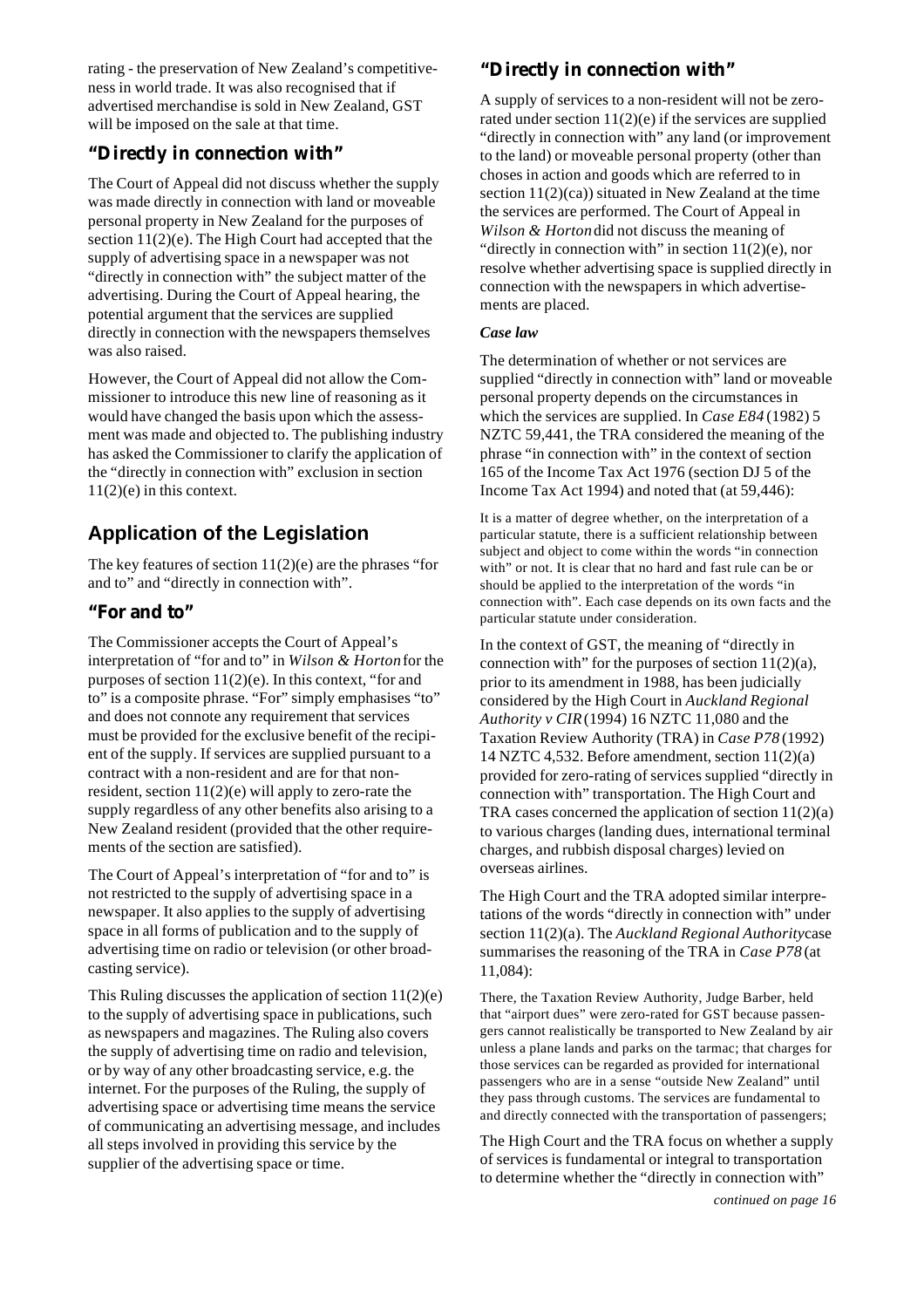rating - the preservation of New Zealand's competitiveness in world trade. It was also recognised that if advertised merchandise is sold in New Zealand, GST will be imposed on the sale at that time.

### "Directly in connection with"

The Court of Appeal did not discuss whether the supply was made directly in connection with land or moveable personal property in New Zealand for the purposes of section 11(2)(e). The High Court had accepted that the supply of advertising space in a newspaper was not "directly in connection with" the subject matter of the advertising. During the Court of Appeal hearing, the potential argument that the services are supplied directly in connection with the newspapers themselves was also raised.

However, the Court of Appeal did not allow the Commissioner to introduce this new line of reasoning as it would have changed the basis upon which the assessment was made and objected to. The publishing industry has asked the Commissioner to clarify the application of the "directly in connection with" exclusion in section 11(2)(e) in this context.

## Application of the Legislation

The key features of section 11(2)(e) are the phrases "for and to" and "directly in connection with".

### "For and to"

The Commissioner accepts the Court of Appeal's interpretation of "for and to" in *Wilson & Horton* for the purposes of section 11(2)(e). In this context, "for and to" is a composite phrase. "For" simply emphasises "to" and does not connote any requirement that services must be provided for the exclusive benefit of the recipient of the supply. If services are supplied pursuant to a contract with a non-resident and are for that non-resident, section 11(2)(e) will apply to zero-rate the supply regardless of any other benefits also arising to a New Zealand resident (provided that the other requirements of the section are satisfied).

The Court of Appeal's interpretation of "for and to" is not restricted to the supply of advertising space in a newspaper. It also applies to the supply of advertising space in all forms of publication and to the supply of advertising time on radio or television (or other broadcasting service).

This Ruling discusses the application of section 11(2)(e) to the supply of advertising space in publications, such as newspapers and magazines. The Ruling also covers the supply of advertising time on radio and television, or by way of any other broadcasting service, e.g. the internet. For the purposes of the Ruling, the supply of advertising space or advertising time means the service of communicating an advertising message, and includes all steps involved in providing this service by the supplier of the advertising space or time.

### "Directly in connection with"

A supply of services to a non-resident will not be zero-rated under section 11(2)(e) if the services are supplied "directly in connection with" any land (or improvement to the land) or moveable personal property (other than choses in action and goods which are referred to in section 11(2)(ca)) situated in New Zealand at the time the services are performed. The Court of Appeal in *Wilson & Horton* did not discuss the meaning of "directly in connection with" in section 11(2)(e), nor resolve whether advertising space is supplied directly in connection with the newspapers in which advertisements are placed.

#### *Case law*

The determination of whether or not services are supplied "directly in connection with" land or moveable personal property depends on the circumstances in which the services are supplied. In *Case E84* (1982) 5 NZTC 59,441, the TRA considered the meaning of the phrase "in connection with" in the context of section 165 of the Income Tax Act 1976 (section DJ 5 of the Income Tax Act 1994) and noted that (at 59,446):

> It is a matter of degree whether, on the interpretation of a particular statute, there is a sufficient relationship between subject and object to come within the words "in connection with" or not. It is clear that no hard and fast rule can be or should be applied to the interpretation of the words "in connection with". Each case depends on its own facts and the particular statute under consideration.

In the context of GST, the meaning of "directly in connection with" for the purposes of section 11(2)(a), prior to its amendment in 1988, has been judicially considered by the High Court in *Auckland Regional Authority v CIR* (1994) 16 NZTC 11,080 and the Taxation Review Authority (TRA) in *Case P78* (1992) 14 NZTC 4,532. Before amendment, section 11(2)(a) provided for zero-rating of services supplied "directly in connection with" transportation. The High Court and TRA cases concerned the application of section 11(2)(a) to various charges (landing dues, international terminal charges, and rubbish disposal charges) levied on overseas airlines.

The High Court and the TRA adopted similar interpretations of the words "directly in connection with" under section 11(2)(a). The *Auckland Regional Authority* case summarises the reasoning of the TRA in *Case P78* (at 11,084):

> There, the Taxation Review Authority, Judge Barber, held that "airport dues" were zero-rated for GST because passengers cannot realistically be transported to New Zealand by air unless a plane lands and parks on the tarmac; that charges for those services can be regarded as provided for international passengers who are in a sense "outside New Zealand" until they pass through customs. The services are fundamental to and directly connected with the transportation of passengers;

The High Court and the TRA focus on whether a supply of services is fundamental or integral to transportation to determine whether the "directly in connection with"

*continued on page 16*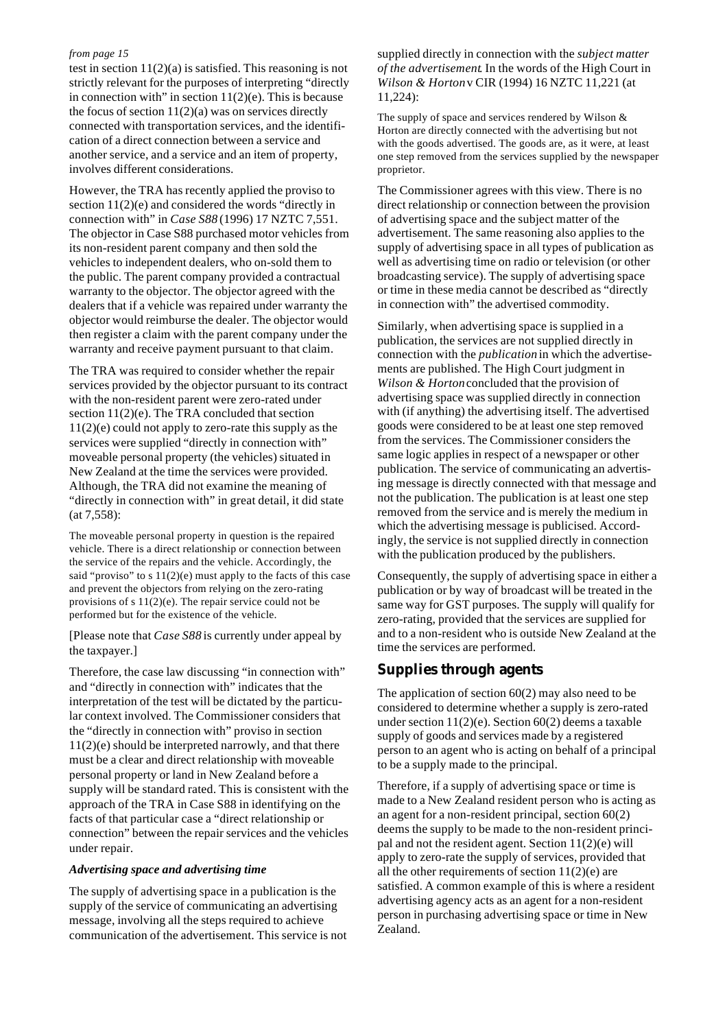*from page 15*

test in section 11(2)(a) is satisfied. This reasoning is not strictly relevant for the purposes of interpreting "directly in connection with" in section 11(2)(e). This is because the focus of section 11(2)(a) was on services directly connected with transportation services, and the identification of a direct connection between a service and another service, and a service and an item of property, involves different considerations.

However, the TRA has recently applied the proviso to section 11(2)(e) and considered the words "directly in connection with" in *Case S88* (1996) 17 NZTC 7,551. The objector in Case S88 purchased motor vehicles from its non-resident parent company and then sold the vehicles to independent dealers, who on-sold them to the public. The parent company provided a contractual warranty to the objector. The objector agreed with the dealers that if a vehicle was repaired under warranty the objector would reimburse the dealer. The objector would then register a claim with the parent company under the warranty and receive payment pursuant to that claim.

The TRA was required to consider whether the repair services provided by the objector pursuant to its contract with the non-resident parent were zero-rated under section 11(2)(e). The TRA concluded that section 11(2)(e) could not apply to zero-rate this supply as the services were supplied "directly in connection with" moveable personal property (the vehicles) situated in New Zealand at the time the services were provided. Although, the TRA did not examine the meaning of "directly in connection with" in great detail, it did state (at 7,558):

> The moveable personal property in question is the repaired vehicle. There is a direct relationship or connection between the service of the repairs and the vehicle. Accordingly, the said "proviso" to s 11(2)(e) must apply to the facts of this case and prevent the objectors from relying on the zero-rating provisions of s 11(2)(e). The repair service could not be performed but for the existence of the vehicle.

[Please note that *Case S88* is currently under appeal by the taxpayer.]

Therefore, the case law discussing "in connection with" and "directly in connection with" indicates that the interpretation of the test will be dictated by the particular context involved. The Commissioner considers that the "directly in connection with" proviso in section 11(2)(e) should be interpreted narrowly, and that there must be a clear and direct relationship with moveable personal property or land in New Zealand before a supply will be standard rated. This is consistent with the approach of the TRA in Case S88 in identifying on the facts of that particular case a "direct relationship or connection" between the repair services and the vehicles under repair.

#### *Advertising space and advertising time*

The supply of advertising space in a publication is the supply of the service of communicating an advertising message, involving all the steps required to achieve communication of the advertisement. This service is not supplied directly in connection with the *subject matter of the advertisement*. In the words of the High Court in *Wilson & Horton* v CIR (1994) 16 NZTC 11,221 (at 11,224):

> The supply of space and services rendered by Wilson & Horton are directly connected with the advertising but not with the goods advertised. The goods are, as it were, at least one step removed from the services supplied by the newspaper proprietor.

The Commissioner agrees with this view. There is no direct relationship or connection between the provision of advertising space and the subject matter of the advertisement. The same reasoning also applies to the supply of advertising space in all types of publication as well as advertising time on radio or television (or other broadcasting service). The supply of advertising space or time in these media cannot be described as "directly in connection with" the advertised commodity.

Similarly, when advertising space is supplied in a publication, the services are not supplied directly in connection with the *publication* in which the advertisements are published. The High Court judgment in *Wilson & Horton* concluded that the provision of advertising space was supplied directly in connection with (if anything) the advertising itself. The advertised goods were considered to be at least one step removed from the services. The Commissioner considers the same logic applies in respect of a newspaper or other publication. The service of communicating an advertising message is directly connected with that message and not the publication. The publication is at least one step removed from the service and is merely the medium in which the advertising message is publicised. Accordingly, the service is not supplied directly in connection with the publication produced by the publishers.

Consequently, the supply of advertising space in either a publication or by way of broadcast will be treated in the same way for GST purposes. The supply will qualify for zero-rating, provided that the services are supplied for and to a non-resident who is outside New Zealand at the time the services are performed.

### Supplies through agents

The application of section 60(2) may also need to be considered to determine whether a supply is zero-rated under section 11(2)(e). Section 60(2) deems a taxable supply of goods and services made by a registered person to an agent who is acting on behalf of a principal to be a supply made to the principal.

Therefore, if a supply of advertising space or time is made to a New Zealand resident person who is acting as an agent for a non-resident principal, section 60(2) deems the supply to be made to the non-resident principal and not the resident agent. Section 11(2)(e) will apply to zero-rate the supply of services, provided that all the other requirements of section 11(2)(e) are satisfied. A common example of this is where a resident advertising agency acts as an agent for a non-resident person in purchasing advertising space or time in New Zealand.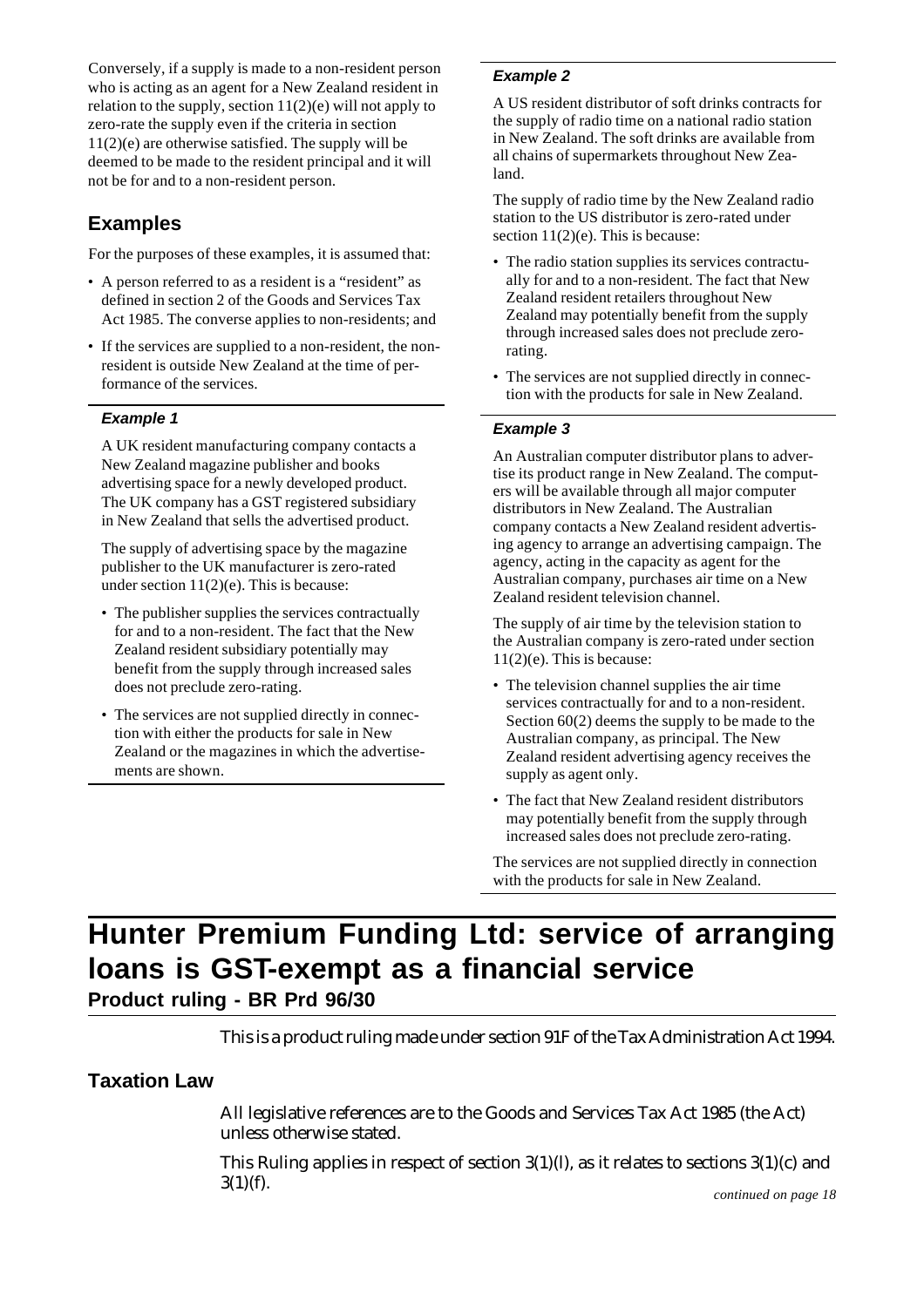Conversely, if a supply is made to a non-resident person who is acting as an agent for a New Zealand resident in relation to the supply, section 11(2)(e) will not apply to zero-rate the supply even if the criteria in section 11(2)(e) are otherwise satisfied. The supply will be deemed to be made to the resident principal and it will not be for and to a non-resident person.

## Examples

For the purposes of these examples, it is assumed that:

- A person referred to as a resident is a "resident" as defined in section 2 of the Goods and Services Tax Act 1985. The converse applies to non-residents; and
- If the services are supplied to a non-resident, the non-resident is outside New Zealand at the time of performance of the services.

### *Example 1*

A UK resident manufacturing company contacts a New Zealand magazine publisher and books advertising space for a newly developed product. The UK company has a GST registered subsidiary in New Zealand that sells the advertised product.

The supply of advertising space by the magazine publisher to the UK manufacturer is zero-rated under section 11(2)(e). This is because:

- The publisher supplies the services contractually for and to a non-resident. The fact that the New Zealand resident subsidiary potentially may benefit from the supply through increased sales does not preclude zero-rating.
- The services are not supplied directly in connection with either the products for sale in New Zealand or the magazines in which the advertisements are shown.

### *Example 2*

A US resident distributor of soft drinks contracts for the supply of radio time on a national radio station in New Zealand. The soft drinks are available from all chains of supermarkets throughout New Zealand.

The supply of radio time by the New Zealand radio station to the US distributor is zero-rated under section 11(2)(e). This is because:

- The radio station supplies its services contractually for and to a non-resident. The fact that New Zealand resident retailers throughout New Zealand may potentially benefit from the supply through increased sales does not preclude zero-rating.
- The services are not supplied directly in connection with the products for sale in New Zealand.

### *Example 3*

An Australian computer distributor plans to advertise its product range in New Zealand. The computers will be available through all major computer distributors in New Zealand. The Australian company contacts a New Zealand resident advertising agency to arrange an advertising campaign. The agency, acting in the capacity as agent for the Australian company, purchases air time on a New Zealand resident television channel.

The supply of air time by the television station to the Australian company is zero-rated under section 11(2)(e). This is because:

- The television channel supplies the air time services contractually for and to a non-resident. Section 60(2) deems the supply to be made to the Australian company, as principal. The New Zealand resident advertising agency receives the supply as agent only.
- The fact that New Zealand resident distributors may potentially benefit from the supply through increased sales does not preclude zero-rating.

The services are not supplied directly in connection with the products for sale in New Zealand.

# Hunter Premium Funding Ltd: service of arranging loans is GST-exempt as a financial service

**Product ruling - BR Prd 96/30**

This is a product ruling made under section 91F of the Tax Administration Act 1994.

## Taxation Law

All legislative references are to the Goods and Services Tax Act 1985 (the Act) unless otherwise stated.

This Ruling applies in respect of section 3(1)(l), as it relates to sections 3(1)(c) and 3(1)(f).

*continued on page 18*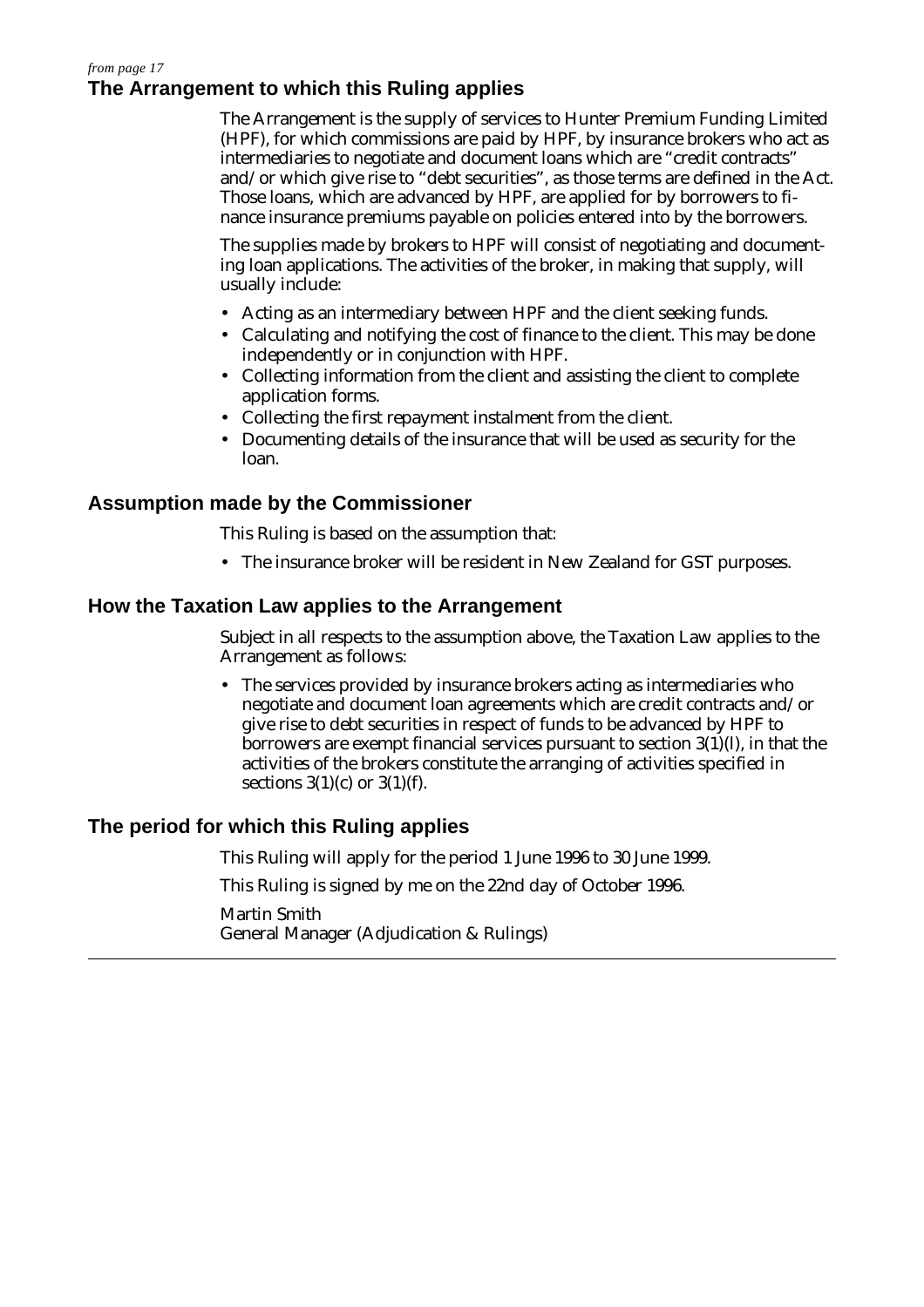*from page 17*

## The Arrangement to which this Ruling applies

The Arrangement is the supply of services to Hunter Premium Funding Limited (HPF), for which commissions are paid by HPF, by insurance brokers who act as intermediaries to negotiate and document loans which are "credit contracts" and/or which give rise to "debt securities", as those terms are defined in the Act. Those loans, which are advanced by HPF, are applied for by borrowers to finance insurance premiums payable on policies entered into by the borrowers.

The supplies made by brokers to HPF will consist of negotiating and documenting loan applications. The activities of the broker, in making that supply, will usually include:

- Acting as an intermediary between HPF and the client seeking funds.
- Calculating and notifying the cost of finance to the client. This may be done independently or in conjunction with HPF.
- Collecting information from the client and assisting the client to complete application forms.
- Collecting the first repayment instalment from the client.
- Documenting details of the insurance that will be used as security for the loan.

## Assumption made by the Commissioner

This Ruling is based on the assumption that:

- The insurance broker will be resident in New Zealand for GST purposes.

## How the Taxation Law applies to the Arrangement

Subject in all respects to the assumption above, the Taxation Law applies to the Arrangement as follows:

- The services provided by insurance brokers acting as intermediaries who negotiate and document loan agreements which are credit contracts and/or give rise to debt securities in respect of funds to be advanced by HPF to borrowers are exempt financial services pursuant to section 3(1)(l), in that the activities of the brokers constitute the arranging of activities specified in sections 3(1)(c) or 3(1)(f).

## The period for which this Ruling applies

This Ruling will apply for the period 1 June 1996 to 30 June 1999.

This Ruling is signed by me on the 22nd day of October 1996.

Martin Smith
General Manager (Adjudication & Rulings)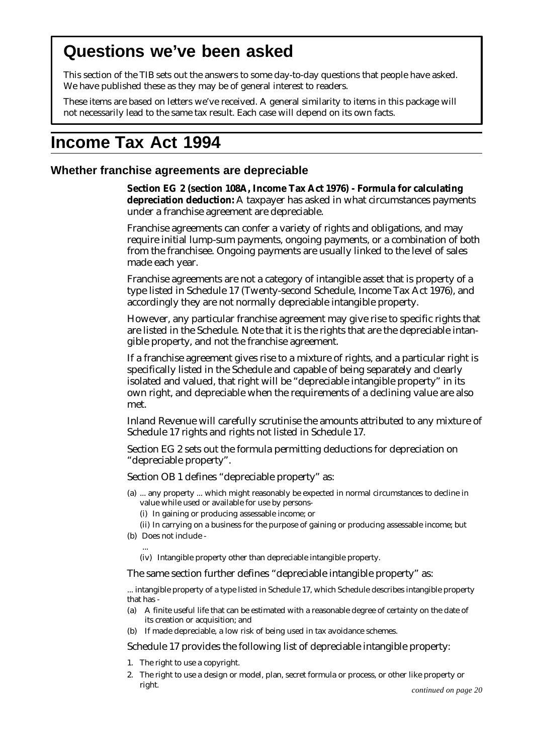## Questions we've been asked

This section of the TIB sets out the answers to some day-to-day questions that people have asked. We have published these as they may be of general interest to readers.

These items are based on letters we've received. A general similarity to items in this package will not necessarily lead to the same tax result. Each case will depend on its own facts.

# Income Tax Act 1994

### Whether franchise agreements are depreciable

**Section EG 2 (section 108A, Income Tax Act 1976) - Formula for calculating depreciation deduction:** A taxpayer has asked in what circumstances payments under a franchise agreement are depreciable.

Franchise agreements can confer a variety of rights and obligations, and may require initial lump-sum payments, ongoing payments, or a combination of both from the franchisee. Ongoing payments are usually linked to the level of sales made each year.

Franchise agreements are not a category of intangible asset that is property of a type listed in Schedule 17 (Twenty-second Schedule, Income Tax Act 1976), and accordingly they are not normally depreciable intangible property.

However, any particular franchise agreement may give rise to specific rights that are listed in the Schedule. Note that it is the rights that are the depreciable intangible property, and not the franchise agreement.

If a franchise agreement gives rise to a mixture of rights, and a particular right is specifically listed in the Schedule and capable of being separately and clearly isolated and valued, that right will be "depreciable intangible property" in its own right, and depreciable when the requirements of a declining value are also met.

Inland Revenue will carefully scrutinise the amounts attributed to any mixture of Schedule 17 rights and rights not listed in Schedule 17.

Section EG 2 sets out the formula permitting deductions for depreciation on "depreciable property".

Section OB 1 defines "depreciable property" as:

(a) ... any property ... which might reasonably be expected in normal circumstances to decline in value while used or available for use by persons-
  - (i) In gaining or producing assessable income; or
  - (ii) In carrying on a business for the purpose of gaining or producing assessable income; but

(b) Does not include -
  - ...
  - (iv) Intangible property other than depreciable intangible property.

The same section further defines "depreciable intangible property" as:

... intangible property of a type listed in Schedule 17, which Schedule describes intangible property that has -

(a) A finite useful life that can be estimated with a reasonable degree of certainty on the date of its creation or acquisition; and

(b) If made depreciable, a low risk of being used in tax avoidance schemes.

Schedule 17 provides the following list of depreciable intangible property:

1. The right to use a copyright.
2. The right to use a design or model, plan, secret formula or process, or other like property or right.

*continued on page 20*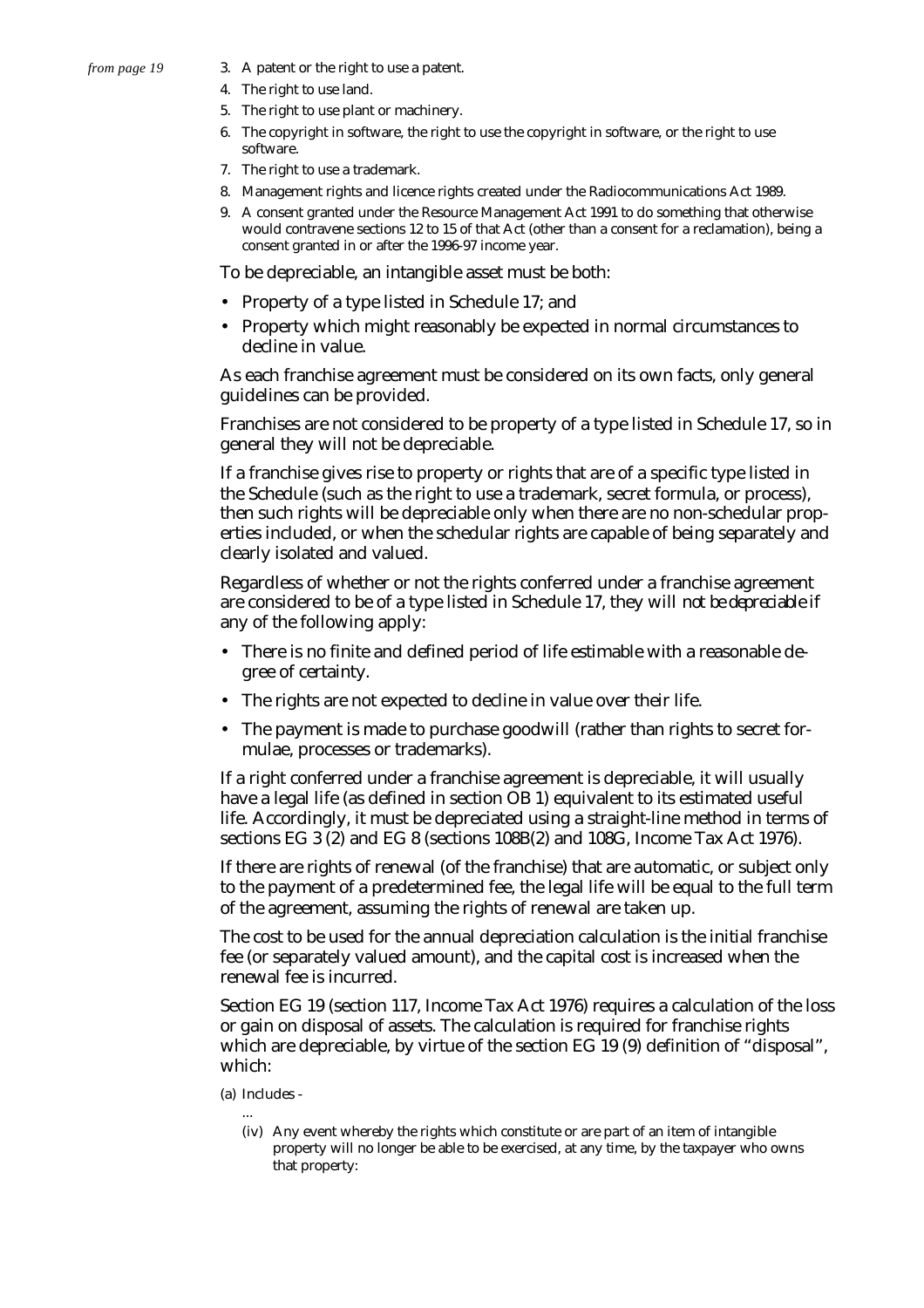*from page 19*

3. A patent or the right to use a patent.
4. The right to use land.
5. The right to use plant or machinery.
6. The copyright in software, the right to use the copyright in software, or the right to use software.
7. The right to use a trademark.
8. Management rights and licence rights created under the Radiocommunications Act 1989.
9. A consent granted under the Resource Management Act 1991 to do something that otherwise would contravene sections 12 to 15 of that Act (other than a consent for a reclamation), being a consent granted in or after the 1996-97 income year.

To be depreciable, an intangible asset must be both:

- Property of a type listed in Schedule 17; and
- Property which might reasonably be expected in normal circumstances to decline in value.

As each franchise agreement must be considered on its own facts, only general guidelines can be provided.

Franchises are not considered to be property of a type listed in Schedule 17, so in general they will not be depreciable.

If a franchise gives rise to property or rights that are of a specific type listed in the Schedule (such as the right to use a trademark, secret formula, or process), then such rights will be depreciable only when there are no non-schedular properties included, or when the schedular rights are capable of being separately and clearly isolated and valued.

Regardless of whether or not the rights conferred under a franchise agreement are considered to be of a type listed in Schedule 17, they will *not be depreciable* if any of the following apply:

- There is no finite and defined period of life estimable with a reasonable degree of certainty.
- The rights are not expected to decline in value over their life.
- The payment is made to purchase goodwill (rather than rights to secret formulae, processes or trademarks).

If a right conferred under a franchise agreement is depreciable, it will usually have a legal life (as defined in section OB 1) equivalent to its estimated useful life. Accordingly, it must be depreciated using a straight-line method in terms of sections EG 3 (2) and EG 8 (sections 108B(2) and 108G, Income Tax Act 1976).

If there are rights of renewal (of the franchise) that are automatic, or subject only to the payment of a predetermined fee, the legal life will be equal to the full term of the agreement, assuming the rights of renewal are taken up.

The cost to be used for the annual depreciation calculation is the initial franchise fee (or separately valued amount), and the capital cost is increased when the renewal fee is incurred.

Section EG 19 (section 117, Income Tax Act 1976) requires a calculation of the loss or gain on disposal of assets. The calculation is required for franchise rights which are depreciable, by virtue of the section EG 19 (9) definition of "disposal", which:

(a) Includes -

...

(iv) Any event whereby the rights which constitute or are part of an item of intangible property will no longer be able to be exercised, at any time, by the taxpayer who owns that property: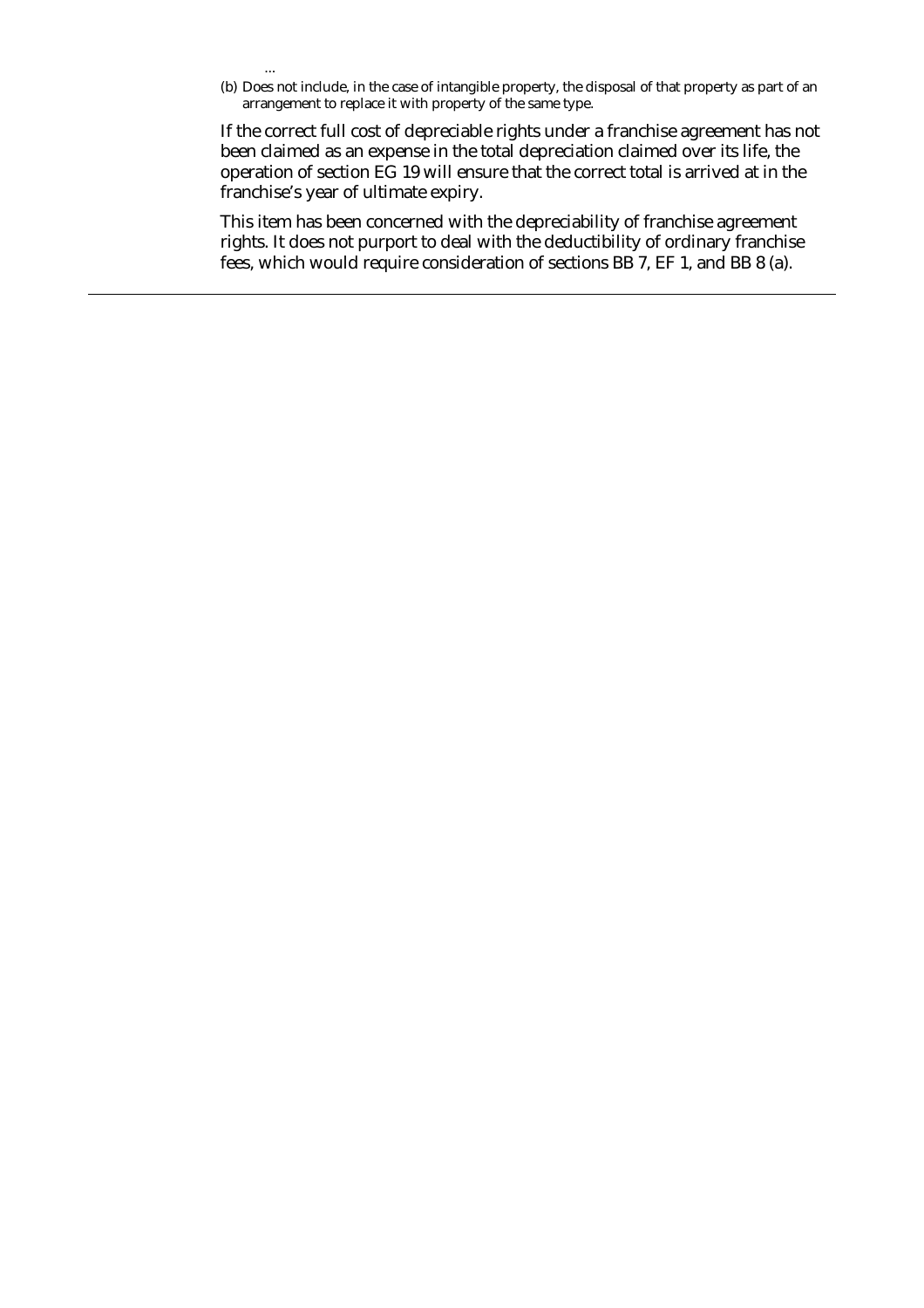…

(b) Does not include, in the case of intangible property, the disposal of that property as part of an arrangement to replace it with property of the same type.

If the correct full cost of depreciable rights under a franchise agreement has not been claimed as an expense in the total depreciation claimed over its life, the operation of section EG 19 will ensure that the correct total is arrived at in the franchise's year of ultimate expiry.

This item has been concerned with the depreciability of franchise agreement rights. It does not purport to deal with the deductibility of ordinary franchise fees, which would require consideration of sections BB 7, EF 1, and BB 8 (a).

---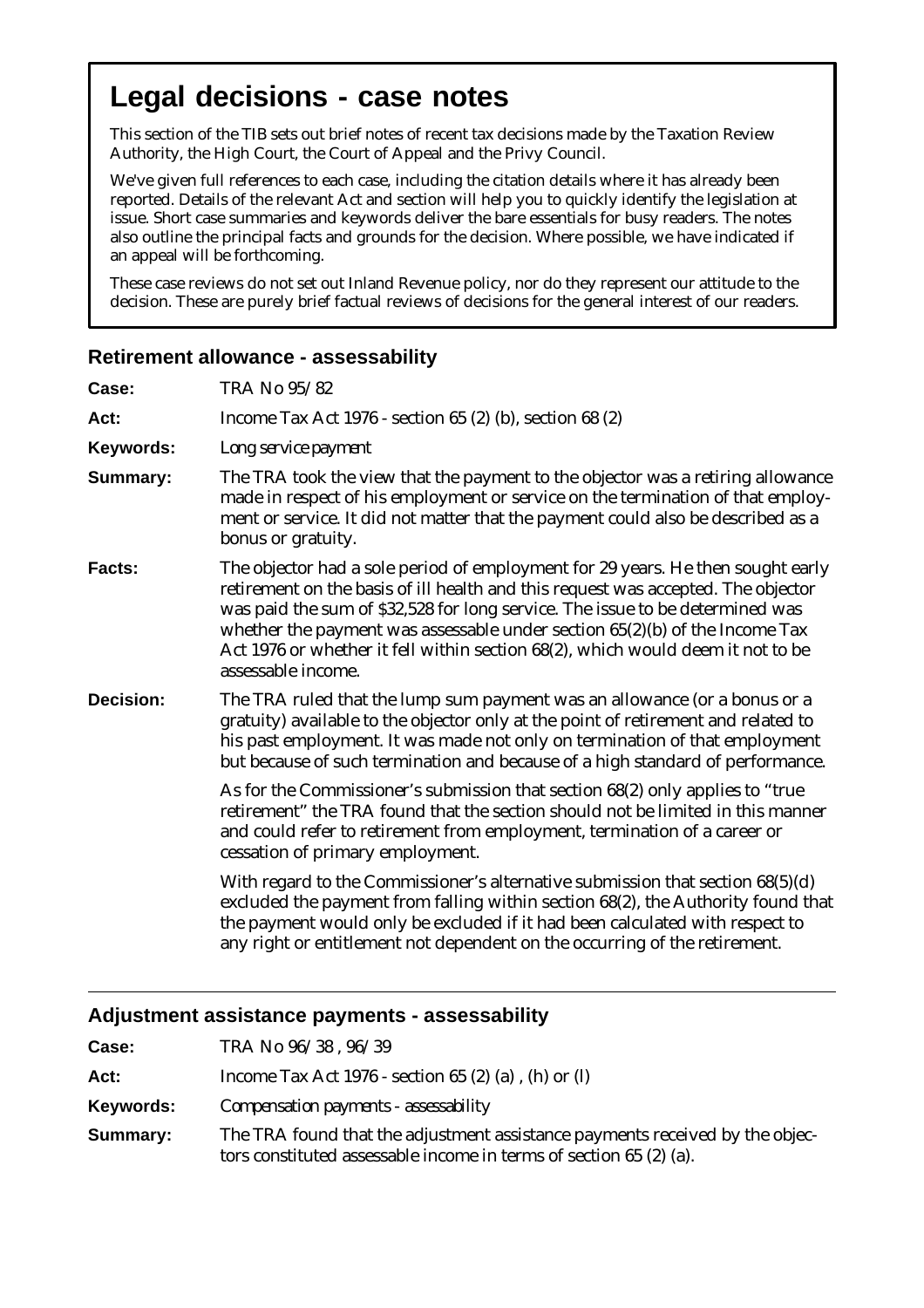# Legal decisions - case notes

This section of the TIB sets out brief notes of recent tax decisions made by the Taxation Review Authority, the High Court, the Court of Appeal and the Privy Council.

We've given full references to each case, including the citation details where it has already been reported. Details of the relevant Act and section will help you to quickly identify the legislation at issue. Short case summaries and keywords deliver the bare essentials for busy readers. The notes also outline the principal facts and grounds for the decision. Where possible, we have indicated if an appeal will be forthcoming.

These case reviews do not set out Inland Revenue policy, nor do they represent our attitude to the decision. These are purely brief factual reviews of decisions for the general interest of our readers.

## Retirement allowance - assessability

**Case:** TRA No 95/82

**Act:** Income Tax Act 1976 - section 65 (2) (b), section 68 (2)

**Keywords:** *Long service payment*

**Summary:** The TRA took the view that the payment to the objector was a retiring allowance made in respect of his employment or service on the termination of that employment or service. It did not matter that the payment could also be described as a bonus or gratuity.

**Facts:** The objector had a sole period of employment for 29 years. He then sought early retirement on the basis of ill health and this request was accepted. The objector was paid the sum of $32,528 for long service. The issue to be determined was whether the payment was assessable under section 65(2)(b) of the Income Tax Act 1976 or whether it fell within section 68(2), which would deem it not to be assessable income.

**Decision:** The TRA ruled that the lump sum payment was an allowance (or a bonus or a gratuity) available to the objector only at the point of retirement and related to his past employment. It was made not only on termination of that employment but because of such termination and because of a high standard of performance.

As for the Commissioner's submission that section 68(2) only applies to "true retirement" the TRA found that the section should not be limited in this manner and could refer to retirement from employment, termination of a career or cessation of primary employment.

With regard to the Commissioner's alternative submission that section 68(5)(d) excluded the payment from falling within section 68(2), the Authority found that the payment would only be excluded if it had been calculated with respect to any right or entitlement not dependent on the occurring of the retirement.

---

## Adjustment assistance payments - assessability

**Case:** TRA No 96/38 , 96/39

**Act:** Income Tax Act 1976 - section 65 (2) (a) , (h) or (l)

**Keywords:** *Compensation payments - assessability*

**Summary:** The TRA found that the adjustment assistance payments received by the objectors constituted assessable income in terms of section 65 (2) (a).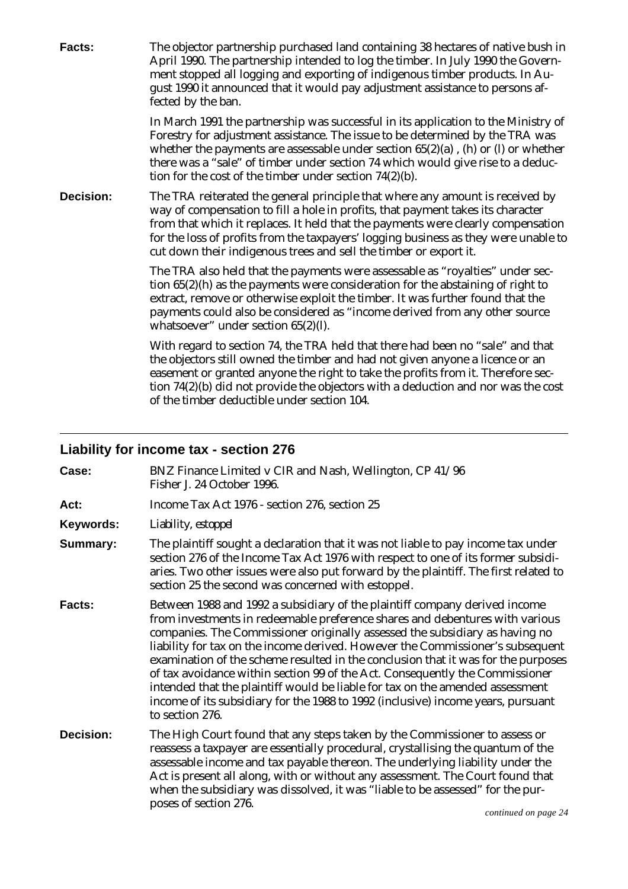**Facts:** The objector partnership purchased land containing 38 hectares of native bush in April 1990. The partnership intended to log the timber. In July 1990 the Government stopped all logging and exporting of indigenous timber products. In August 1990 it announced that it would pay adjustment assistance to persons affected by the ban.

In March 1991 the partnership was successful in its application to the Ministry of Forestry for adjustment assistance. The issue to be determined by the TRA was whether the payments are assessable under section 65(2)(a) , (h) or (l) or whether there was a "sale" of timber under section 74 which would give rise to a deduction for the cost of the timber under section 74(2)(b).

**Decision:** The TRA reiterated the general principle that where any amount is received by way of compensation to fill a hole in profits, that payment takes its character from that which it replaces. It held that the payments were clearly compensation for the loss of profits from the taxpayers' logging business as they were unable to cut down their indigenous trees and sell the timber or export it.

The TRA also held that the payments were assessable as "royalties" under section 65(2)(h) as the payments were consideration for the abstaining of right to extract, remove or otherwise exploit the timber. It was further found that the payments could also be considered as "income derived from any other source whatsoever" under section 65(2)(l).

With regard to section 74, the TRA held that there had been no "sale" and that the objectors still owned the timber and had not given anyone a licence or an easement or granted anyone the right to take the profits from it. Therefore section 74(2)(b) did not provide the objectors with a deduction and nor was the cost of the timber deductible under section 104.

---

## Liability for income tax - section 276

**Case:** BNZ Finance Limited v CIR and Nash, Wellington, CP 41/96
Fisher J. 24 October 1996.

**Act:** Income Tax Act 1976 - section 276, section 25

**Keywords:** *Liability, estoppel*

**Summary:** The plaintiff sought a declaration that it was not liable to pay income tax under section 276 of the Income Tax Act 1976 with respect to one of its former subsidiaries. Two other issues were also put forward by the plaintiff. The first related to section 25 the second was concerned with estoppel.

**Facts:** Between 1988 and 1992 a subsidiary of the plaintiff company derived income from investments in redeemable preference shares and debentures with various companies. The Commissioner originally assessed the subsidiary as having no liability for tax on the income derived. However the Commissioner's subsequent examination of the scheme resulted in the conclusion that it was for the purposes of tax avoidance within section 99 of the Act. Consequently the Commissioner intended that the plaintiff would be liable for tax on the amended assessment income of its subsidiary for the 1988 to 1992 (inclusive) income years, pursuant to section 276.

**Decision:** The High Court found that any steps taken by the Commissioner to assess or reassess a taxpayer are essentially procedural, crystallising the quantum of the assessable income and tax payable thereon. The underlying liability under the Act is present all along, with or without any assessment. The Court found that when the subsidiary was dissolved, it was "liable to be assessed" for the purposes of section 276.

*continued on page 24*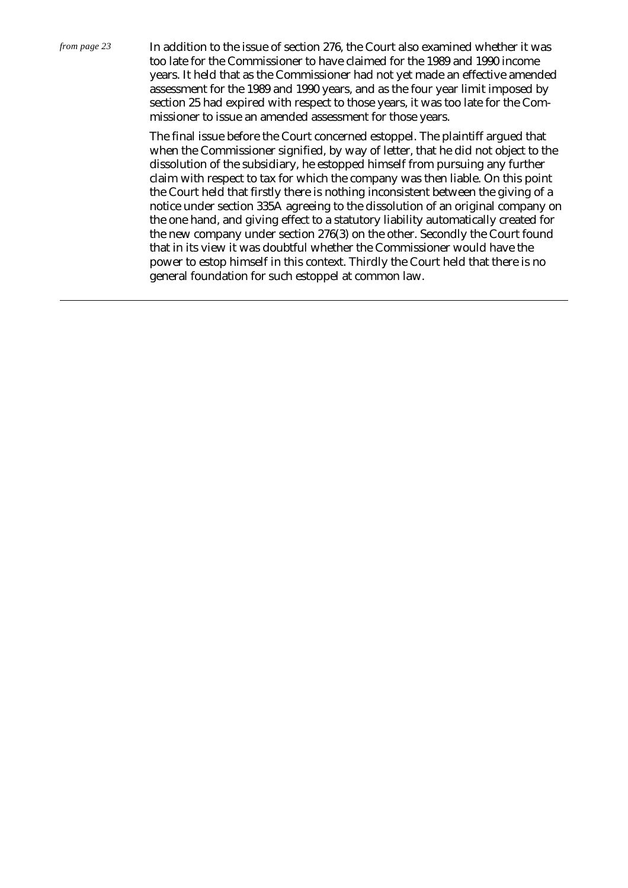*from page 23*

In addition to the issue of section 276, the Court also examined whether it was too late for the Commissioner to have claimed for the 1989 and 1990 income years. It held that as the Commissioner had not yet made an effective amended assessment for the 1989 and 1990 years, and as the four year limit imposed by section 25 had expired with respect to those years, it was too late for the Commissioner to issue an amended assessment for those years.

The final issue before the Court concerned estoppel. The plaintiff argued that when the Commissioner signified, by way of letter, that he did not object to the dissolution of the subsidiary, he estopped himself from pursuing any further claim with respect to tax for which the company was then liable. On this point the Court held that firstly there is nothing inconsistent between the giving of a notice under section 335A agreeing to the dissolution of an original company on the one hand, and giving effect to a statutory liability automatically created for the new company under section 276(3) on the other. Secondly the Court found that in its view it was doubtful whether the Commissioner would have the power to estop himself in this context. Thirdly the Court held that there is no general foundation for such estoppel at common law.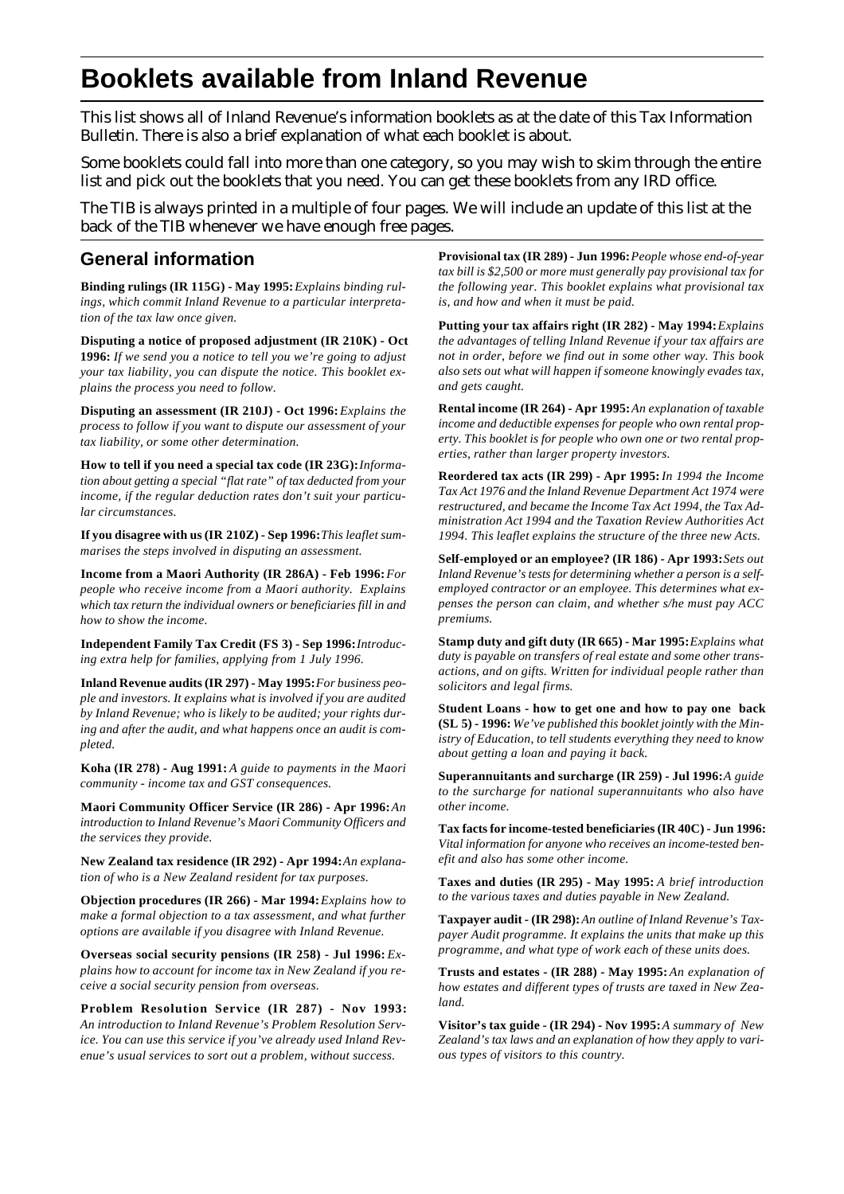# Booklets available from Inland Revenue

This list shows all of Inland Revenue's information booklets as at the date of this Tax Information Bulletin. There is also a brief explanation of what each booklet is about.

Some booklets could fall into more than one category, so you may wish to skim through the entire list and pick out the booklets that you need. You can get these booklets from any IRD office.

The TIB is always printed in a multiple of four pages. We will include an update of this list at the back of the TIB whenever we have enough free pages.

## General information

**Binding rulings (IR 115G) - May 1995:** *Explains binding rulings, which commit Inland Revenue to a particular interpretation of the tax law once given.*

**Disputing a notice of proposed adjustment (IR 210K) - Oct 1996:** *If we send you a notice to tell you we're going to adjust your tax liability, you can dispute the notice. This booklet explains the process you need to follow.*

**Disputing an assessment (IR 210J) - Oct 1996:** *Explains the process to follow if you want to dispute our assessment of your tax liability, or some other determination.*

**How to tell if you need a special tax code (IR 23G):** *Information about getting a special "flat rate" of tax deducted from your income, if the regular deduction rates don't suit your particular circumstances.*

**If you disagree with us (IR 210Z) - Sep 1996:** *This leaflet summarises the steps involved in disputing an assessment.*

**Income from a Maori Authority (IR 286A) - Feb 1996:** *For people who receive income from a Maori authority. Explains which tax return the individual owners or beneficiaries fill in and how to show the income.*

**Independent Family Tax Credit (FS 3) - Sep 1996:** *Introducing extra help for families, applying from 1 July 1996.*

**Inland Revenue audits (IR 297) - May 1995:** *For business people and investors. It explains what is involved if you are audited by Inland Revenue; who is likely to be audited; your rights during and after the audit, and what happens once an audit is completed.*

**Koha (IR 278) - Aug 1991:** *A guide to payments in the Maori community - income tax and GST consequences.*

**Maori Community Officer Service (IR 286) - Apr 1996:** *An introduction to Inland Revenue's Maori Community Officers and the services they provide.*

**New Zealand tax residence (IR 292) - Apr 1994:** *An explanation of who is a New Zealand resident for tax purposes.*

**Objection procedures (IR 266) - Mar 1994:** *Explains how to make a formal objection to a tax assessment, and what further options are available if you disagree with Inland Revenue.*

**Overseas social security pensions (IR 258) - Jul 1996:** *Explains how to account for income tax in New Zealand if you receive a social security pension from overseas.*

**Problem Resolution Service (IR 287) - Nov 1993:** *An introduction to Inland Revenue's Problem Resolution Service. You can use this service if you've already used Inland Revenue's usual services to sort out a problem, without success.*

**Provisional tax (IR 289) - Jun 1996:** *People whose end-of-year tax bill is $2,500 or more must generally pay provisional tax for the following year. This booklet explains what provisional tax is, and how and when it must be paid.*

**Putting your tax affairs right (IR 282) - May 1994:** *Explains the advantages of telling Inland Revenue if your tax affairs are not in order, before we find out in some other way. This book also sets out what will happen if someone knowingly evades tax, and gets caught.*

**Rental income (IR 264) - Apr 1995:** *An explanation of taxable income and deductible expenses for people who own rental property. This booklet is for people who own one or two rental properties, rather than larger property investors.*

**Reordered tax acts (IR 299) - Apr 1995:** *In 1994 the Income Tax Act 1976 and the Inland Revenue Department Act 1974 were restructured, and became the Income Tax Act 1994, the Tax Administration Act 1994 and the Taxation Review Authorities Act 1994. This leaflet explains the structure of the three new Acts.*

**Self-employed or an employee? (IR 186) - Apr 1993:** *Sets out Inland Revenue's tests for determining whether a person is a self-employed contractor or an employee. This determines what expenses the person can claim, and whether s/he must pay ACC premiums.*

**Stamp duty and gift duty (IR 665) - Mar 1995:** *Explains what duty is payable on transfers of real estate and some other transactions, and on gifts. Written for individual people rather than solicitors and legal firms.*

**Student Loans - how to get one and how to pay one back (SL 5) - 1996:** *We've published this booklet jointly with the Ministry of Education, to tell students everything they need to know about getting a loan and paying it back.*

**Superannuitants and surcharge (IR 259) - Jul 1996:** *A guide to the surcharge for national superannuitants who also have other income.*

**Tax facts for income-tested beneficiaries (IR 40C) - Jun 1996:** *Vital information for anyone who receives an income-tested benefit and also has some other income.*

**Taxes and duties (IR 295) - May 1995:** *A brief introduction to the various taxes and duties payable in New Zealand.*

**Taxpayer audit - (IR 298):** *An outline of Inland Revenue's Taxpayer Audit programme. It explains the units that make up this programme, and what type of work each of these units does.*

**Trusts and estates - (IR 288) - May 1995:** *An explanation of how estates and different types of trusts are taxed in New Zealand.*

**Visitor's tax guide - (IR 294) - Nov 1995:** *A summary of New Zealand's tax laws and an explanation of how they apply to various types of visitors to this country.*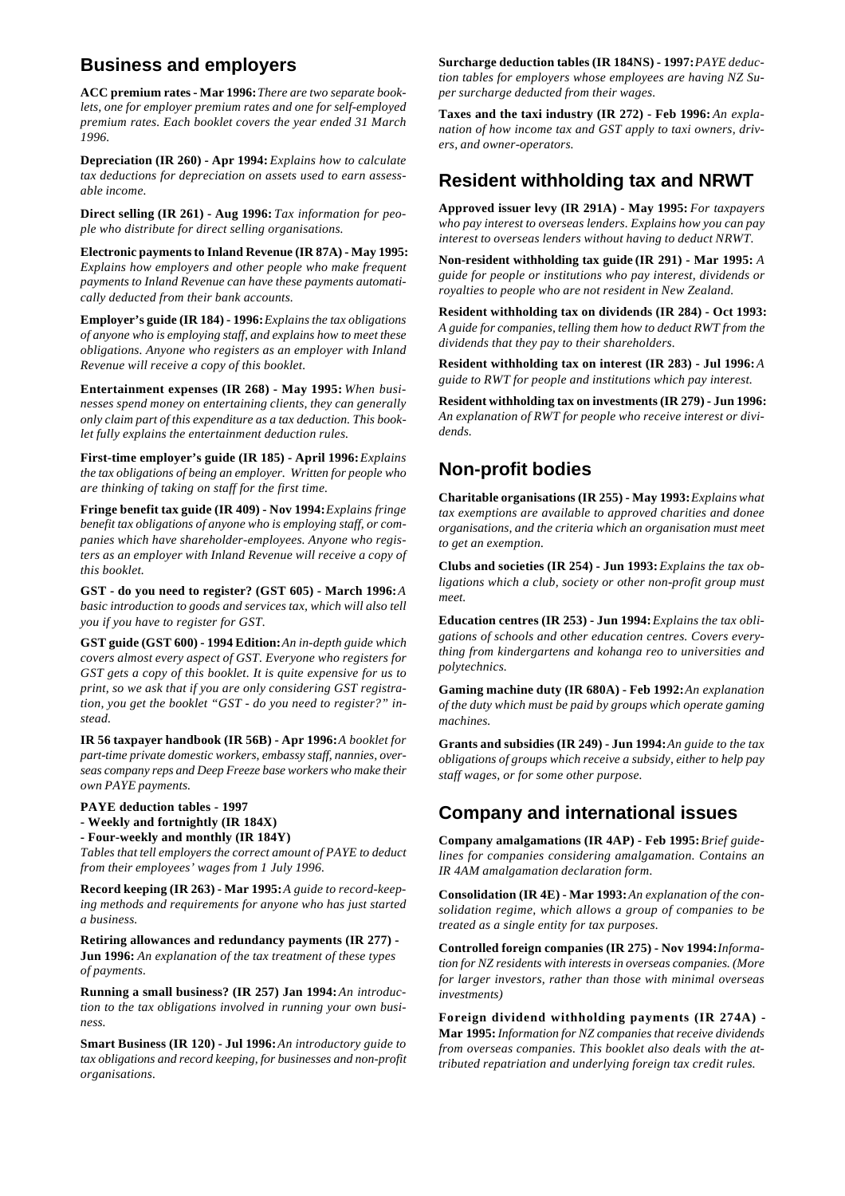## Business and employers

**ACC premium rates - Mar 1996:** *There are two separate booklets, one for employer premium rates and one for self-employed premium rates. Each booklet covers the year ended 31 March 1996.*

**Depreciation (IR 260) - Apr 1994:** *Explains how to calculate tax deductions for depreciation on assets used to earn assessable income.*

**Direct selling (IR 261) - Aug 1996:** *Tax information for people who distribute for direct selling organisations.*

**Electronic payments to Inland Revenue (IR 87A) - May 1995:** *Explains how employers and other people who make frequent payments to Inland Revenue can have these payments automatically deducted from their bank accounts.*

**Employer's guide (IR 184) - 1996:** *Explains the tax obligations of anyone who is employing staff, and explains how to meet these obligations. Anyone who registers as an employer with Inland Revenue will receive a copy of this booklet.*

**Entertainment expenses (IR 268) - May 1995:** *When businesses spend money on entertaining clients, they can generally only claim part of this expenditure as a tax deduction. This booklet fully explains the entertainment deduction rules.*

**First-time employer's guide (IR 185) - April 1996:** *Explains the tax obligations of being an employer. Written for people who are thinking of taking on staff for the first time.*

**Fringe benefit tax guide (IR 409) - Nov 1994:** *Explains fringe benefit tax obligations of anyone who is employing staff, or companies which have shareholder-employees. Anyone who registers as an employer with Inland Revenue will receive a copy of this booklet.*

**GST - do you need to register? (GST 605) - March 1996:** *A basic introduction to goods and services tax, which will also tell you if you have to register for GST.*

**GST guide (GST 600) - 1994 Edition:** *An in-depth guide which covers almost every aspect of GST. Everyone who registers for GST gets a copy of this booklet. It is quite expensive for us to print, so we ask that if you are only considering GST registration, you get the booklet "GST - do you need to register?" instead.*

**IR 56 taxpayer handbook (IR 56B) - Apr 1996:** *A booklet for part-time private domestic workers, embassy staff, nannies, overseas company reps and Deep Freeze base workers who make their own PAYE payments.*

**PAYE deduction tables - 1997**
**- Weekly and fortnightly (IR 184X)**
**- Four-weekly and monthly (IR 184Y)**
*Tables that tell employers the correct amount of PAYE to deduct from their employees' wages from 1 July 1996.*

**Record keeping (IR 263) - Mar 1995:** *A guide to record-keeping methods and requirements for anyone who has just started a business.*

**Retiring allowances and redundancy payments (IR 277) - Jun 1996:** *An explanation of the tax treatment of these types of payments.*

**Running a small business? (IR 257) Jan 1994:** *An introduction to the tax obligations involved in running your own business.*

**Smart Business (IR 120) - Jul 1996:** *An introductory guide to tax obligations and record keeping, for businesses and non-profit organisations.*

**Surcharge deduction tables (IR 184NS) - 1997:** *PAYE deduction tables for employers whose employees are having NZ Super surcharge deducted from their wages.*

**Taxes and the taxi industry (IR 272) - Feb 1996:** *An explanation of how income tax and GST apply to taxi owners, drivers, and owner-operators.*

## Resident withholding tax and NRWT

**Approved issuer levy (IR 291A) - May 1995:** *For taxpayers who pay interest to overseas lenders. Explains how you can pay interest to overseas lenders without having to deduct NRWT.*

**Non-resident withholding tax guide (IR 291) - Mar 1995:** *A guide for people or institutions who pay interest, dividends or royalties to people who are not resident in New Zealand.*

**Resident withholding tax on dividends (IR 284) - Oct 1993:** *A guide for companies, telling them how to deduct RWT from the dividends that they pay to their shareholders.*

**Resident withholding tax on interest (IR 283) - Jul 1996:** *A guide to RWT for people and institutions which pay interest.*

**Resident withholding tax on investments (IR 279) - Jun 1996:** *An explanation of RWT for people who receive interest or dividends.*

## Non-profit bodies

**Charitable organisations (IR 255) - May 1993:** *Explains what tax exemptions are available to approved charities and donee organisations, and the criteria which an organisation must meet to get an exemption.*

**Clubs and societies (IR 254) - Jun 1993:** *Explains the tax obligations which a club, society or other non-profit group must meet.*

**Education centres (IR 253) - Jun 1994:** *Explains the tax obligations of schools and other education centres. Covers everything from kindergartens and kohanga reo to universities and polytechnics.*

**Gaming machine duty (IR 680A) - Feb 1992:** *An explanation of the duty which must be paid by groups which operate gaming machines.*

**Grants and subsidies (IR 249) - Jun 1994:** *An guide to the tax obligations of groups which receive a subsidy, either to help pay staff wages, or for some other purpose.*

## Company and international issues

**Company amalgamations (IR 4AP) - Feb 1995:** *Brief guidelines for companies considering amalgamation. Contains an IR 4AM amalgamation declaration form.*

**Consolidation (IR 4E) - Mar 1993:** *An explanation of the consolidation regime, which allows a group of companies to be treated as a single entity for tax purposes.*

**Controlled foreign companies (IR 275) - Nov 1994:** *Information for NZ residents with interests in overseas companies. (More for larger investors, rather than those with minimal overseas investments)*

**Foreign dividend withholding payments (IR 274A) - Mar 1995:** *Information for NZ companies that receive dividends from overseas companies. This booklet also deals with the attributed repatriation and underlying foreign tax credit rules.*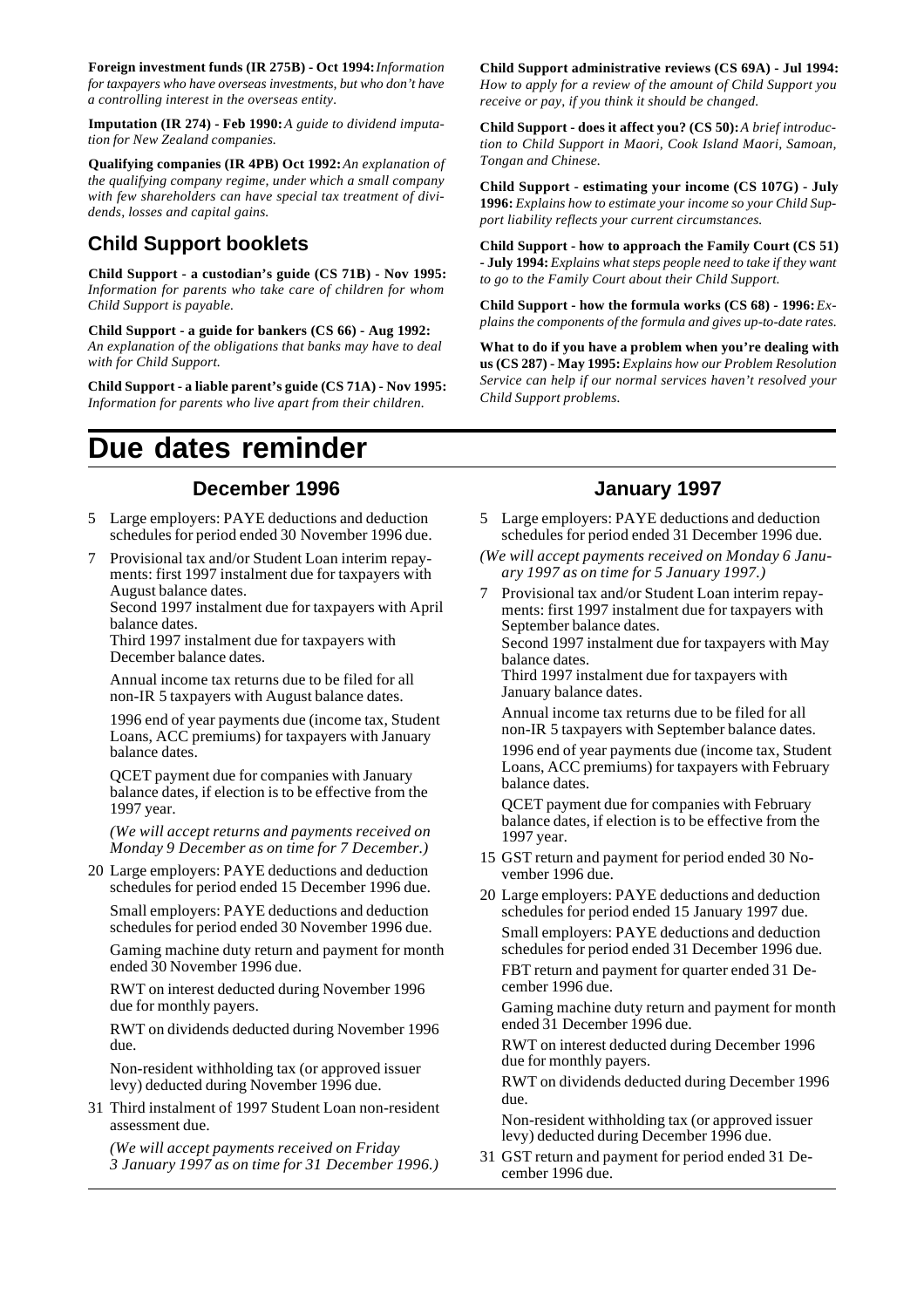**Foreign investment funds (IR 275B) - Oct 1994:** *Information for taxpayers who have overseas investments, but who don't have a controlling interest in the overseas entity.*

**Imputation (IR 274) - Feb 1990:** *A guide to dividend imputation for New Zealand companies.*

**Qualifying companies (IR 4PB) Oct 1992:** *An explanation of the qualifying company regime, under which a small company with few shareholders can have special tax treatment of dividends, losses and capital gains.*

## Child Support booklets

**Child Support - a custodian's guide (CS 71B) - Nov 1995:** *Information for parents who take care of children for whom Child Support is payable.*

**Child Support - a guide for bankers (CS 66) - Aug 1992:** *An explanation of the obligations that banks may have to deal with for Child Support.*

**Child Support - a liable parent's guide (CS 71A) - Nov 1995:** *Information for parents who live apart from their children.*

**Child Support administrative reviews (CS 69A) - Jul 1994:** *How to apply for a review of the amount of Child Support you receive or pay, if you think it should be changed.*

**Child Support - does it affect you? (CS 50):** *A brief introduction to Child Support in Maori, Cook Island Maori, Samoan, Tongan and Chinese.*

**Child Support - estimating your income (CS 107G) - July 1996:** *Explains how to estimate your income so your Child Support liability reflects your current circumstances.*

**Child Support - how to approach the Family Court (CS 51) - July 1994:** *Explains what steps people need to take if they want to go to the Family Court about their Child Support.*

**Child Support - how the formula works (CS 68) - 1996:** *Explains the components of the formula and gives up-to-date rates.*

**What to do if you have a problem when you're dealing with us (CS 287) - May 1995:** *Explains how our Problem Resolution Service can help if our normal services haven't resolved your Child Support problems.*

# Due dates reminder

## December 1996

5 Large employers: PAYE deductions and deduction schedules for period ended 30 November 1996 due.

7 Provisional tax and/or Student Loan interim repayments: first 1997 instalment due for taxpayers with August balance dates.
Second 1997 instalment due for taxpayers with April balance dates.
Third 1997 instalment due for taxpayers with December balance dates.

Annual income tax returns due to be filed for all non-IR 5 taxpayers with August balance dates.

1996 end of year payments due (income tax, Student Loans, ACC premiums) for taxpayers with January balance dates.

QCET payment due for companies with January balance dates, if election is to be effective from the 1997 year.

*(We will accept returns and payments received on Monday 9 December as on time for 7 December.)*

20 Large employers: PAYE deductions and deduction schedules for period ended 15 December 1996 due.

Small employers: PAYE deductions and deduction schedules for period ended 30 November 1996 due.

Gaming machine duty return and payment for month ended 30 November 1996 due.

RWT on interest deducted during November 1996 due for monthly payers.

RWT on dividends deducted during November 1996 due.

Non-resident withholding tax (or approved issuer levy) deducted during November 1996 due.

31 Third instalment of 1997 Student Loan non-resident assessment due.

*(We will accept payments received on Friday 3 January 1997 as on time for 31 December 1996.)*

## January 1997

5 Large employers: PAYE deductions and deduction schedules for period ended 31 December 1996 due.

*(We will accept payments received on Monday 6 January 1997 as on time for 5 January 1997.)*

7 Provisional tax and/or Student Loan interim repayments: first 1997 instalment due for taxpayers with September balance dates.
Second 1997 instalment due for taxpayers with May balance dates.
Third 1997 instalment due for taxpayers with January balance dates.

Annual income tax returns due to be filed for all non-IR 5 taxpayers with September balance dates.

1996 end of year payments due (income tax, Student Loans, ACC premiums) for taxpayers with February balance dates.

QCET payment due for companies with February balance dates, if election is to be effective from the 1997 year.

15 GST return and payment for period ended 30 November 1996 due.

20 Large employers: PAYE deductions and deduction schedules for period ended 15 January 1997 due.

Small employers: PAYE deductions and deduction schedules for period ended 31 December 1996 due.

FBT return and payment for quarter ended 31 December 1996 due.

Gaming machine duty return and payment for month ended 31 December 1996 due.

RWT on interest deducted during December 1996 due for monthly payers.

RWT on dividends deducted during December 1996 due.

Non-resident withholding tax (or approved issuer levy) deducted during December 1996 due.

31 GST return and payment for period ended 31 December 1996 due.